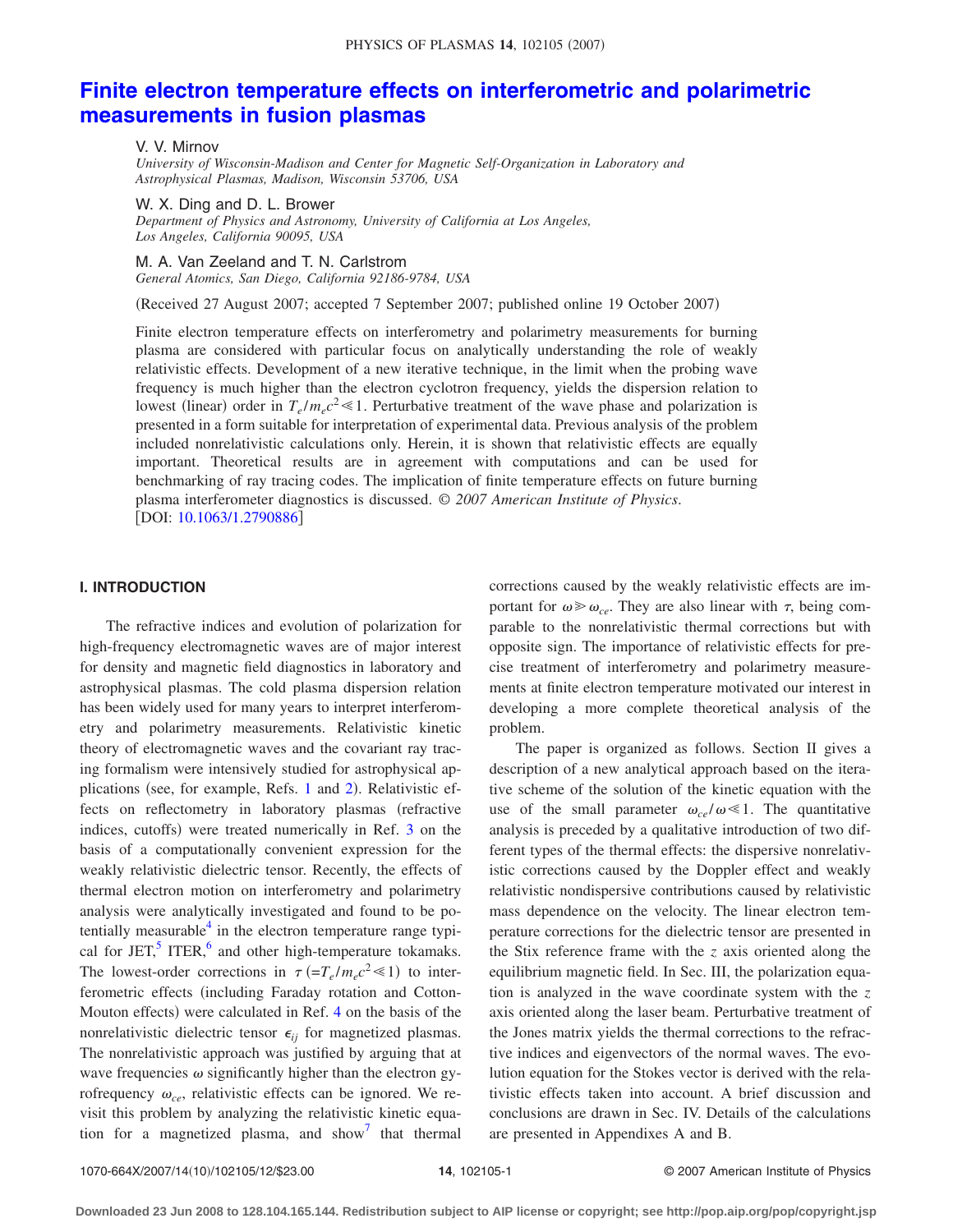# Finite electron temperature effects on interferometric and polarimetric measurements in fusion plasmas

V. V. Mirnov
*University of Wisconsin-Madison and Center for Magnetic Self-Organization in Laboratory and Astrophysical Plasmas, Madison, Wisconsin 53706, USA*

W. X. Ding and D. L. Brower
*Department of Physics and Astronomy, University of California at Los Angeles, Los Angeles, California 90095, USA*

M. A. Van Zeeland and T. N. Carlstrom
*General Atomics, San Diego, California 92186-9784, USA*

(Received 27 August 2007; accepted 7 September 2007; published online 19 October 2007)

Finite electron temperature effects on interferometry and polarimetry measurements for burning plasma are considered with particular focus on analytically understanding the role of weakly relativistic effects. Development of a new iterative technique, in the limit when the probing wave frequency is much higher than the electron cyclotron frequency, yields the dispersion relation to lowest (linear) order in $T_e/m_ec^2 \ll 1$. Perturbative treatment of the wave phase and polarization is presented in a form suitable for interpretation of experimental data. Previous analysis of the problem included nonrelativistic calculations only. Herein, it is shown that relativistic effects are equally important. Theoretical results are in agreement with computations and can be used for benchmarking of ray tracing codes. The implication of finite temperature effects on future burning plasma interferometer diagnostics is discussed. © *2007 American Institute of Physics*. [DOI: 10.1063/1.2790886]

## I. INTRODUCTION

The refractive indices and evolution of polarization for high-frequency electromagnetic waves are of major interest for density and magnetic field diagnostics in laboratory and astrophysical plasmas. The cold plasma dispersion relation has been widely used for many years to interpret interferometry and polarimetry measurements. Relativistic kinetic theory of electromagnetic waves and the covariant ray tracing formalism were intensively studied for astrophysical applications (see, for example, Refs. 1 and 2). Relativistic effects on reflectometry in laboratory plasmas (refractive indices, cutoffs) were treated numerically in Ref. 3 on the basis of a computationally convenient expression for the weakly relativistic dielectric tensor. Recently, the effects of thermal electron motion on interferometry and polarimetry analysis were analytically investigated and found to be potentially measurable[4] in the electron temperature range typical for JET,[5] ITER,[6] and other high-temperature tokamaks. The lowest-order corrections in $\tau$ $(=T_e/m_ec^2 \ll 1)$ to interferometric effects (including Faraday rotation and Cotton-Mouton effects) were calculated in Ref. 4 on the basis of the nonrelativistic dielectric tensor $\epsilon_{ij}$ for magnetized plasmas. The nonrelativistic approach was justified by arguing that at wave frequencies $\omega$ significantly higher than the electron gyrofrequency $\omega_{ce}$, relativistic effects can be ignored. We revisit this problem by analyzing the relativistic kinetic equation for a magnetized plasma, and show[7] that thermal corrections caused by the weakly relativistic effects are important for $\omega \gg \omega_{ce}$. They are also linear with $\tau$, being comparable to the nonrelativistic thermal corrections but with opposite sign. The importance of relativistic effects for precise treatment of interferometry and polarimetry measurements at finite electron temperature motivated our interest in developing a more complete theoretical analysis of the problem.

The paper is organized as follows. Section II gives a description of a new analytical approach based on the iterative scheme of the solution of the kinetic equation with the use of the small parameter $\omega_{ce}/\omega \ll 1$. The quantitative analysis is preceded by a qualitative introduction of two different types of the thermal effects: the dispersive nonrelativistic corrections caused by the Doppler effect and weakly relativistic nondispersive contributions caused by relativistic mass dependence on the velocity. The linear electron temperature corrections for the dielectric tensor are presented in the Stix reference frame with the $z$ axis oriented along the equilibrium magnetic field. In Sec. III, the polarization equation is analyzed in the wave coordinate system with the $z$ axis oriented along the laser beam. Perturbative treatment of the Jones matrix yields the thermal corrections to the refractive indices and eigenvectors of the normal waves. The evolution equation for the Stokes vector is derived with the relativistic effects taken into account. A brief discussion and conclusions are drawn in Sec. IV. Details of the calculations are presented in Appendixes A and B.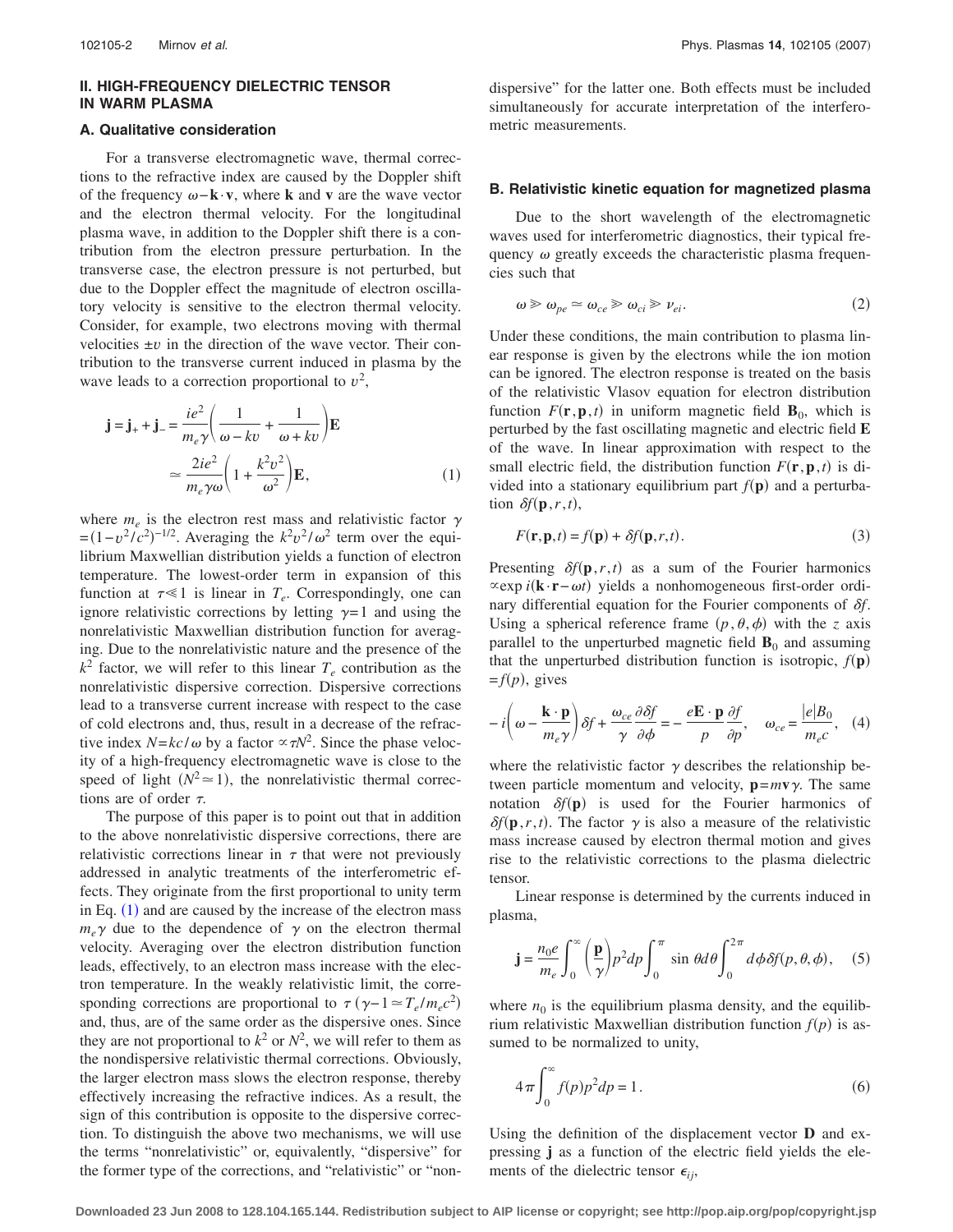## II. HIGH-FREQUENCY DIELECTRIC TENSOR IN WARM PLASMA

### A. Qualitative consideration

For a transverse electromagnetic wave, thermal corrections to the refractive index are caused by the Doppler shift of the frequency $\omega - \mathbf{k}\cdot\mathbf{v}$, where $\mathbf{k}$ and $\mathbf{v}$ are the wave vector and the electron thermal velocity. For the longitudinal plasma wave, in addition to the Doppler shift there is a contribution from the electron pressure perturbation. In the transverse case, the electron pressure is not perturbed, but due to the Doppler effect the magnitude of electron oscillatory velocity is sensitive to the electron thermal velocity. Consider, for example, two electrons moving with thermal velocities $\pm v$ in the direction of the wave vector. Their contribution to the transverse current induced in plasma by the wave leads to a correction proportional to $v^2$,

$$
\mathbf{j} = \mathbf{j}_+ + \mathbf{j}_- = \frac{ie^2}{m_e\gamma}\left(\frac{1}{\omega - kv} + \frac{1}{\omega + kv}\right)\mathbf{E} \simeq \frac{2ie^2}{m_e\gamma\omega}\left(1 + \frac{k^2v^2}{\omega^2}\right)\mathbf{E}, \tag{1}
$$

where $m_e$ is the electron rest mass and relativistic factor $\gamma = (1 - v^2/c^2)^{-1/2}$. Averaging the $k^2v^2/\omega^2$ term over the equilibrium Maxwellian distribution yields a function of electron temperature. The lowest-order term in expansion of this function at $\tau \ll 1$ is linear in $T_e$. Correspondingly, one can ignore relativistic corrections by letting $\gamma = 1$ and using the nonrelativistic Maxwellian distribution function for averaging. Due to the nonrelativistic nature and the presence of the $k^2$ factor, we will refer to this linear $T_e$ contribution as the nonrelativistic dispersive correction. Dispersive corrections lead to a transverse current increase with respect to the case of cold electrons and, thus, result in a decrease of the refractive index $N = kc/\omega$ by a factor $\propto \tau N^2$. Since the phase velocity of a high-frequency electromagnetic wave is close to the speed of light ($N^2 \simeq 1$), the nonrelativistic thermal corrections are of order $\tau$.

The purpose of this paper is to point out that in addition to the above nonrelativistic dispersive corrections, there are relativistic corrections linear in $\tau$ that were not previously addressed in analytic treatments of the interferometric effects. They originate from the first proportional to unity term in Eq. (1) and are caused by the increase of the electron mass $m_e\gamma$ due to the dependence of $\gamma$ on the electron thermal velocity. Averaging over the electron distribution function leads, effectively, to an electron mass increase with the electron temperature. In the weakly relativistic limit, the corresponding corrections are proportional to $\tau$ ($\gamma - 1 \simeq T_e/m_ec^2$) and, thus, are of the same order as the dispersive ones. Since they are not proportional to $k^2$ or $N^2$, we will refer to them as the nondispersive relativistic thermal corrections. Obviously, the larger electron mass slows the electron response, thereby effectively increasing the refractive indices. As a result, the sign of this contribution is opposite to the dispersive correction. To distinguish the above two mechanisms, we will use the terms "nonrelativistic" or, equivalently, "dispersive" for the former type of the corrections, and "relativistic" or "nondispersive" for the latter one. Both effects must be included simultaneously for accurate interpretation of the interferometric measurements.

### B. Relativistic kinetic equation for magnetized plasma

Due to the short wavelength of the electromagnetic waves used for interferometric diagnostics, their typical frequency $\omega$ greatly exceeds the characteristic plasma frequencies such that

$$
\omega \gg \omega_{pe} \simeq \omega_{ce} \gg \omega_{ci} \gg \nu_{ei}. \tag{2}
$$

Under these conditions, the main contribution to plasma linear response is given by the electrons while the ion motion can be ignored. The electron response is treated on the basis of the relativistic Vlasov equation for electron distribution function $F(\mathbf{r},\mathbf{p},t)$ in uniform magnetic field $\mathbf{B}_0$, which is perturbed by the fast oscillating magnetic and electric field $\mathbf{E}$ of the wave. In linear approximation with respect to the small electric field, the distribution function $F(\mathbf{r},\mathbf{p},t)$ is divided into a stationary equilibrium part $f(\mathbf{p})$ and a perturbation $\delta f(\mathbf{p},r,t)$,

$$
F(\mathbf{r},\mathbf{p},t) = f(\mathbf{p}) + \delta f(\mathbf{p},r,t). \tag{3}
$$

Presenting $\delta f(\mathbf{p},r,t)$ as a sum of the Fourier harmonics $\propto \exp i(\mathbf{k}\cdot\mathbf{r} - \omega t)$ yields a nonhomogeneous first-order ordinary differential equation for the Fourier components of $\delta f$. Using a spherical reference frame $(p,\theta,\phi)$ with the $z$ axis parallel to the unperturbed magnetic field $\mathbf{B}_0$ and assuming that the unperturbed distribution function is isotropic, $f(\mathbf{p}) = f(p)$, gives

$$
-i\left(\omega - \frac{\mathbf{k}\cdot\mathbf{p}}{m_e\gamma}\right)\delta f + \frac{\omega_{ce}}{\gamma}\frac{\partial \delta f}{\partial \phi} = -\frac{e\mathbf{E}\cdot\mathbf{p}}{p}\frac{\partial f}{\partial p}, \quad \omega_{ce} = \frac{|e|B_0}{m_ec}, \tag{4}
$$

where the relativistic factor $\gamma$ describes the relationship between particle momentum and velocity, $\mathbf{p} = m\mathbf{v}\gamma$. The same notation $\delta f(\mathbf{p})$ is used for the Fourier harmonics of $\delta f(\mathbf{p},r,t)$. The factor $\gamma$ is also a measure of the relativistic mass increase caused by electron thermal motion and gives rise to the relativistic corrections to the plasma dielectric tensor.

Linear response is determined by the currents induced in plasma,

$$
\mathbf{j} = \frac{n_0 e}{m_e}\int_0^\infty \left(\frac{\mathbf{p}}{\gamma}\right)p^2 dp \int_0^\pi \sin\theta d\theta \int_0^{2\pi} d\phi\, \delta f(p,\theta,\phi), \tag{5}
$$

where $n_0$ is the equilibrium plasma density, and the equilibrium relativistic Maxwellian distribution function $f(p)$ is assumed to be normalized to unity,

$$
4\pi\int_0^\infty f(p)p^2 dp = 1. \tag{6}
$$

Using the definition of the displacement vector $\mathbf{D}$ and expressing $\mathbf{j}$ as a function of the electric field yields the elements of the dielectric tensor $\epsilon_{ij}$,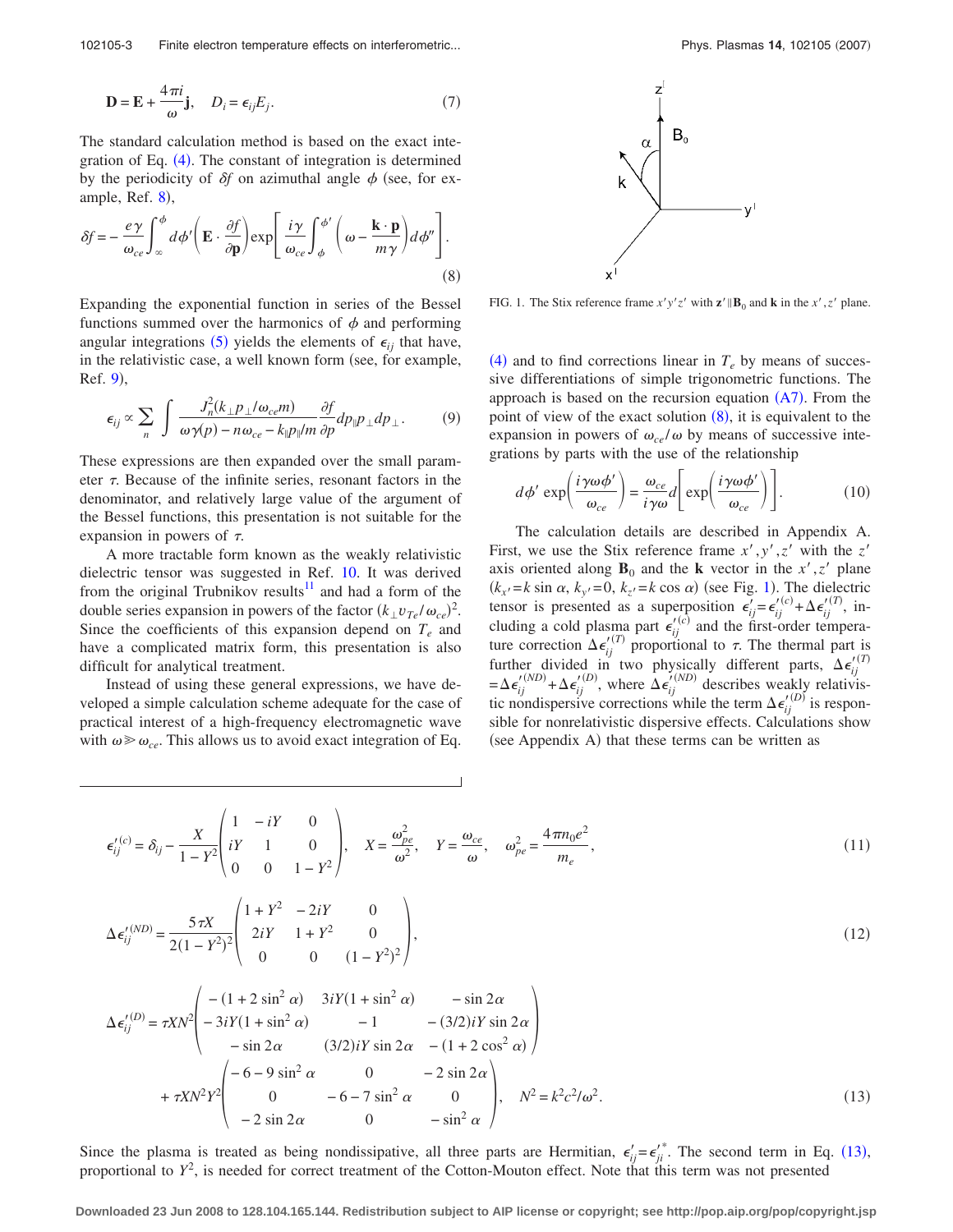$$\mathbf{D} = \mathbf{E} + \frac{4\pi i}{\omega}\mathbf{j}, \quad D_i = \epsilon_{ij}E_j. \tag{7}$$

The standard calculation method is based on the exact integration of Eq. (4). The constant of integration is determined by the periodicity of $\delta f$ on azimuthal angle $\phi$ (see, for example, Ref. 8),

$$\delta f = -\frac{e\gamma}{\omega_{ce}}\int_{\infty}^{\phi} d\phi' \left(\mathbf{E}\cdot\frac{\partial f}{\partial \mathbf{p}}\right)\exp\left[\frac{i\gamma}{\omega_{ce}}\int_{\phi}^{\phi'}\left(\omega - \frac{\mathbf{k}\cdot\mathbf{p}}{m\gamma}\right)d\phi''\right]. \tag{8}$$

Expanding the exponential function in series of the Bessel functions summed over the harmonics of $\phi$ and performing angular integrations (5) yields the elements of $\epsilon_{ij}$ that have, in the relativistic case, a well known form (see, for example, Ref. 9),

$$\epsilon_{ij} \propto \sum_n \int \frac{J_n^2(k_\perp p_\perp/\omega_{ce}m)}{\omega\gamma(p) - n\omega_{ce} - k_\parallel p_\parallel/m}\frac{\partial f}{\partial p}dp_\parallel p_\perp dp_\perp. \tag{9}$$

These expressions are then expanded over the small parameter $\tau$. Because of the infinite series, resonant factors in the denominator, and relatively large value of the argument of the Bessel functions, this presentation is not suitable for the expansion in powers of $\tau$.

A more tractable form known as the weakly relativistic dielectric tensor was suggested in Ref. 10. It was derived from the original Trubnikov results[11] and had a form of the double series expansion in powers of the factor $(k_\perp v_{Te}/\omega_{ce})^2$. Since the coefficients of this expansion depend on $T_e$ and have a complicated matrix form, this presentation is also difficult for analytical treatment.

Instead of using these general expressions, we have developed a simple calculation scheme adequate for the case of practical interest of a high-frequency electromagnetic wave with $\omega \gg \omega_{ce}$. This allows us to avoid exact integration of Eq. (4) and to find corrections linear in $T_e$ by means of successive differentiations of simple trigonometric functions. The approach is based on the recursion equation (A7). From the point of view of the exact solution (8), it is equivalent to the expansion in powers of $\omega_{ce}/\omega$ by means of successive integrations by parts with the use of the relationship

$$d\phi' \exp\left(\frac{i\gamma\omega\phi'}{\omega_{ce}}\right) = \frac{\omega_{ce}}{i\gamma\omega}d\left[\exp\left(\frac{i\gamma\omega\phi'}{\omega_{ce}}\right)\right]. \tag{10}$$

FIG. 1. The Stix reference frame $x'y'z'$ with $\mathbf{z}'\|\mathbf{B}_0$ and $\mathbf{k}$ in the $x', z'$ plane.

The calculation details are described in Appendix A. First, we use the Stix reference frame $x', y', z'$ with the $z'$ axis oriented along $\mathbf{B}_0$ and the $\mathbf{k}$ vector in the $x', z'$ plane ($k_{x'} = k \sin\alpha$, $k_{y'} = 0$, $k_{z'} = k\cos\alpha$) (see Fig. 1). The dielectric tensor is presented as a superposition $\epsilon'_{ij} = \epsilon'^{(c)}_{ij} + \Delta\epsilon'^{(T)}_{ij}$, including a cold plasma part $\epsilon'^{(c)}_{ij}$ and the first-order temperature correction $\Delta\epsilon'^{(T)}_{ij}$ proportional to $\tau$. The thermal part is further divided in two physically different parts, $\Delta\epsilon'^{(T)}_{ij} = \Delta\epsilon'^{(ND)}_{ij} + \Delta\epsilon'^{(D)}_{ij}$, where $\Delta\epsilon'^{(ND)}_{ij}$ describes weakly relativistic nondispersive corrections while the term $\Delta\epsilon'^{(D)}_{ij}$ is responsible for nonrelativistic dispersive effects. Calculations show (see Appendix A) that these terms can be written as

$$\epsilon'^{(c)}_{ij} = \delta_{ij} - \frac{X}{1-Y^2}\begin{pmatrix} 1 & -iY & 0 \\ iY & 1 & 0 \\ 0 & 0 & 1-Y^2 \end{pmatrix}, \quad X = \frac{\omega_{pe}^2}{\omega^2}, \quad Y = \frac{\omega_{ce}}{\omega}, \quad \omega_{pe}^2 = \frac{4\pi n_0 e^2}{m_e}, \tag{11}$$

$$\Delta\epsilon'^{(ND)}_{ij} = \frac{5\tau X}{2(1-Y^2)^2}\begin{pmatrix} 1+Y^2 & -2iY & 0 \\ 2iY & 1+Y^2 & 0 \\ 0 & 0 & (1-Y^2)^2 \end{pmatrix}, \tag{12}$$

$$\begin{aligned}\Delta\epsilon'^{(D)}_{ij} = {}& \tau X N^2 \begin{pmatrix} -(1+2\sin^2\alpha) & 3iY(1+\sin^2\alpha) & -\sin 2\alpha \\ -3iY(1+\sin^2\alpha) & -1 & -(3/2)iY\sin 2\alpha \\ -\sin 2\alpha & (3/2)iY\sin 2\alpha & -(1+2\cos^2\alpha) \end{pmatrix} \\ & + \tau X N^2 Y^2 \begin{pmatrix} -6-9\sin^2\alpha & 0 & -2\sin 2\alpha \\ 0 & -6-7\sin^2\alpha & 0 \\ -2\sin 2\alpha & 0 & -\sin^2\alpha \end{pmatrix}, \quad N^2 = k^2c^2/\omega^2. \end{aligned} \tag{13}$$

Since the plasma is treated as being nondissipative, all three parts are Hermitian, $\epsilon'_{ij} = \epsilon'^{*}_{ji}$. The second term in Eq. (13), proportional to $Y^2$, is needed for correct treatment of the Cotton-Mouton effect. Note that this term was not presented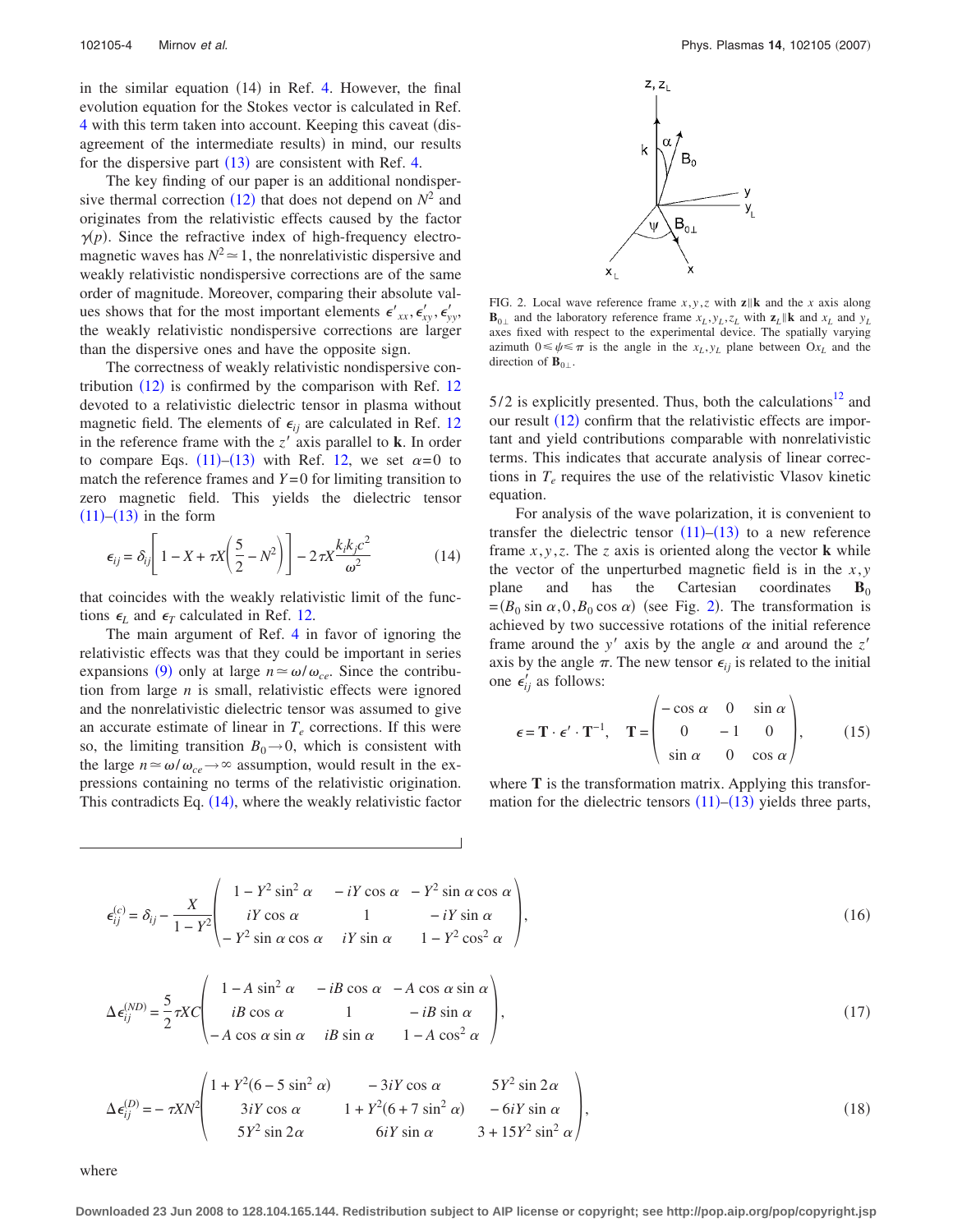in the similar equation (14) in Ref. 4. However, the final evolution equation for the Stokes vector is calculated in Ref. 4 with this term taken into account. Keeping this caveat (disagreement of the intermediate results) in mind, our results for the dispersive part (13) are consistent with Ref. 4.

The key finding of our paper is an additional nondispersive thermal correction (12) that does not depend on $N^2$ and originates from the relativistic effects caused by the factor $\gamma(p)$. Since the refractive index of high-frequency electromagnetic waves has $N^2 \simeq 1$, the nonrelativistic dispersive and weakly relativistic nondispersive corrections are of the same order of magnitude. Moreover, comparing their absolute values shows that for the most important elements $\epsilon'_{xx}, \epsilon'_{xy}, \epsilon'_{yy}$, the weakly relativistic nondispersive corrections are larger than the dispersive ones and have the opposite sign.

The correctness of weakly relativistic nondispersive contribution (12) is confirmed by the comparison with Ref. 12 devoted to a relativistic dielectric tensor in plasma without magnetic field. The elements of $\epsilon_{ij}$ are calculated in Ref. 12 in the reference frame with the $z'$ axis parallel to $\mathbf{k}$. In order to compare Eqs. (11)–(13) with Ref. 12, we set $\alpha=0$ to match the reference frames and $Y=0$ for limiting transition to zero magnetic field. This yields the dielectric tensor (11)–(13) in the form

$$\epsilon_{ij} = \delta_{ij}\left[1 - X + \tau X\left(\frac{5}{2} - N^2\right)\right] - 2\tau X \frac{k_i k_j c^2}{\omega^2} \tag{14}$$

that coincides with the weakly relativistic limit of the functions $\epsilon_L$ and $\epsilon_T$ calculated in Ref. 12.

The main argument of Ref. 4 in favor of ignoring the relativistic effects was that they could be important in series expansions (9) only at large $n \simeq \omega/\omega_{ce}$. Since the contribution from large $n$ is small, relativistic effects were ignored and the nonrelativistic dielectric tensor was assumed to give an accurate estimate of linear in $T_e$ corrections. If this were so, the limiting transition $B_0 \to 0$, which is consistent with the large $n \simeq \omega/\omega_{ce} \to \infty$ assumption, would result in the expressions containing no terms of the relativistic origination. This contradicts Eq. (14), where the weakly relativistic factor 5/2 is explicitly presented. Thus, both the calculations[12] and our result (12) confirm that the relativistic effects are important and yield contributions comparable with nonrelativistic terms. This indicates that accurate analysis of linear corrections in $T_e$ requires the use of the relativistic Vlasov kinetic equation.

FIG. 2. Local wave reference frame $x,y,z$ with $\mathbf{z}\parallel\mathbf{k}$ and the $x$ axis along $\mathbf{B}_{0\perp}$ and the laboratory reference frame $x_L, y_L, z_L$ with $\mathbf{z}_L\parallel\mathbf{k}$ and $x_L$ and $y_L$ axes fixed with respect to the experimental device. The spatially varying azimuth $0 \leq \psi \leq \pi$ is the angle in the $x_L, y_L$ plane between $Ox_L$ and the direction of $\mathbf{B}_{0\perp}$.

For analysis of the wave polarization, it is convenient to transfer the dielectric tensor (11)–(13) to a new reference frame $x,y,z$. The $z$ axis is oriented along the vector $\mathbf{k}$ while the vector of the unperturbed magnetic field is in the $x,y$ plane and has the Cartesian coordinates $\mathbf{B}_0 = (B_0 \sin\alpha, 0, B_0 \cos\alpha)$ (see Fig. 2). The transformation is achieved by two successive rotations of the initial reference frame around the $y'$ axis by the angle $\alpha$ and around the $z'$ axis by the angle $\pi$. The new tensor $\epsilon_{ij}$ is related to the initial one $\epsilon'_{ij}$ as follows:

$$\boldsymbol{\epsilon} = \mathbf{T}\cdot\boldsymbol{\epsilon}'\cdot\mathbf{T}^{-1}, \quad \mathbf{T} = \begin{pmatrix} -\cos\alpha & 0 & \sin\alpha \\ 0 & -1 & 0 \\ \sin\alpha & 0 & \cos\alpha \end{pmatrix}, \tag{15}$$

where $\mathbf{T}$ is the transformation matrix. Applying this transformation for the dielectric tensors (11)–(13) yields three parts,

$$\epsilon_{ij}^{(c)} = \delta_{ij} - \frac{X}{1-Y^2}\begin{pmatrix} 1 - Y^2\sin^2\alpha & -iY\cos\alpha & -Y^2\sin\alpha\cos\alpha \\ iY\cos\alpha & 1 & -iY\sin\alpha \\ -Y^2\sin\alpha\cos\alpha & iY\sin\alpha & 1 - Y^2\cos^2\alpha \end{pmatrix}, \tag{16}$$

$$\Delta\epsilon_{ij}^{(ND)} = \frac{5}{2}\tau X C\begin{pmatrix} 1 - A\sin^2\alpha & -iB\cos\alpha & -A\cos\alpha\sin\alpha \\ iB\cos\alpha & 1 & -iB\sin\alpha \\ -A\cos\alpha\sin\alpha & iB\sin\alpha & 1 - A\cos^2\alpha \end{pmatrix}, \tag{17}$$

$$\Delta\epsilon_{ij}^{(D)} = -\tau X N^2\begin{pmatrix} 1 + Y^2(6 - 5\sin^2\alpha) & -3iY\cos\alpha & 5Y^2\sin 2\alpha \\ 3iY\cos\alpha & 1 + Y^2(6 + 7\sin^2\alpha) & -6iY\sin\alpha \\ 5Y^2\sin 2\alpha & 6iY\sin\alpha & 3 + 15Y^2\sin^2\alpha \end{pmatrix}, \tag{18}$$

where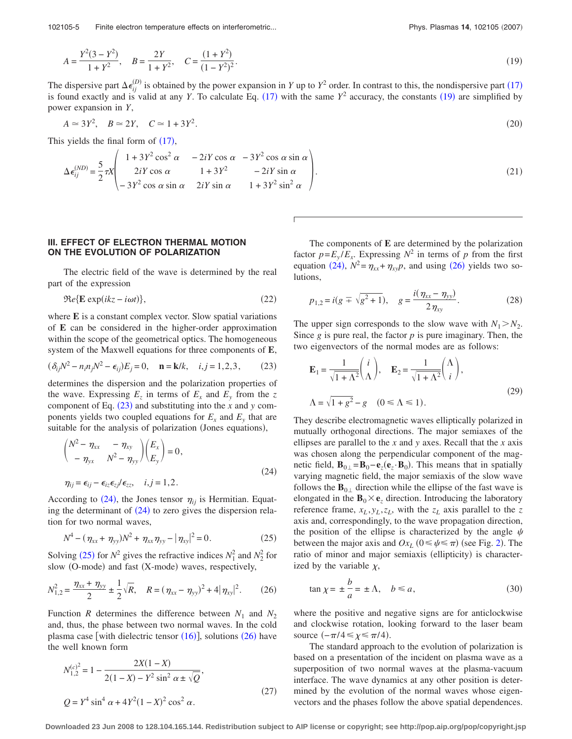$$A = \frac{Y^2(3-Y^2)}{1+Y^2}, \quad B = \frac{2Y}{1+Y^2}, \quad C = \frac{(1+Y^2)}{(1-Y^2)^2}. \tag{19}$$

The dispersive part $\Delta\epsilon_{ij}^{(D)}$ is obtained by the power expansion in $Y$ up to $Y^2$ order. In contrast to this, the nondispersive part (17) is found exactly and is valid at any $Y$. To calculate Eq. (17) with the same $Y^2$ accuracy, the constants (19) are simplified by power expansion in $Y$,

$$A \simeq 3Y^2, \quad B \simeq 2Y, \quad C \simeq 1 + 3Y^2. \tag{20}$$

This yields the final form of (17),

$$\Delta\epsilon_{ij}^{(ND)} = \frac{5}{2}\tau X \begin{pmatrix} 1+3Y^2\cos^2\alpha & -2iY\cos\alpha & -3Y^2\cos\alpha\sin\alpha \\ 2iY\cos\alpha & 1+3Y^2 & -2iY\sin\alpha \\ -3Y^2\cos\alpha\sin\alpha & 2iY\sin\alpha & 1+3Y^2\sin^2\alpha \end{pmatrix}. \tag{21}$$

## III. EFFECT OF ELECTRON THERMAL MOTION ON THE EVOLUTION OF POLARIZATION

The electric field of the wave is determined by the real part of the expression

$$\Re e\{\mathbf{E}\exp(ikz - i\omega t)\}, \tag{22}$$

where $\mathbf{E}$ is a constant complex vector. Slow spatial variations of $\mathbf{E}$ can be considered in the higher-order approximation within the scope of the geometrical optics. The homogeneous system of the Maxwell equations for three components of $\mathbf{E}$,

$$(\delta_{ij}N^2 - n_i n_j N^2 - \epsilon_{ij})E_j = 0, \quad \mathbf{n} = \mathbf{k}/k, \quad i,j = 1,2,3, \tag{23}$$

determines the dispersion and the polarization properties of the wave. Expressing $E_z$ in terms of $E_x$ and $E_y$ from the $z$ component of Eq. (23) and substituting into the $x$ and $y$ components yields two coupled equations for $E_x$ and $E_y$ that are suitable for the analysis of polarization (Jones equations),

$$\begin{pmatrix} N^2 - \eta_{xx} & -\eta_{xy} \\ -\eta_{yx} & N^2 - \eta_{yy} \end{pmatrix} \begin{pmatrix} E_x \\ E_y \end{pmatrix} = 0,$$
$$\eta_{ij} = \epsilon_{ij} - \epsilon_{iz}\epsilon_{zj}/\epsilon_{zz}, \quad i,j = 1,2. \tag{24}$$

According to (24), the Jones tensor $\eta_{ij}$ is Hermitian. Equating the determinant of (24) to zero gives the dispersion relation for two normal waves,

$$N^4 - (\eta_{xx} + \eta_{yy})N^2 + \eta_{xx}\eta_{yy} - |\eta_{xy}|^2 = 0. \tag{25}$$

Solving (25) for $N^2$ gives the refractive indices $N_1^2$ and $N_2^2$ for slow (O-mode) and fast (X-mode) waves, respectively,

$$N_{1,2}^2 = \frac{\eta_{xx} + \eta_{yy}}{2} \pm \frac{1}{2}\sqrt{R}, \quad R = (\eta_{xx} - \eta_{yy})^2 + 4|\eta_{xy}|^2. \tag{26}$$

Function $R$ determines the difference between $N_1$ and $N_2$ and, thus, the phase between two normal waves. In the cold plasma case [with dielectric tensor (16)], solutions (26) have the well known form

$$N_{1,2}^{(c)^2} = 1 - \frac{2X(1-X)}{2(1-X) - Y^2\sin^2\alpha \pm \sqrt{Q}},$$
$$Q = Y^4\sin^4\alpha + 4Y^2(1-X)^2\cos^2\alpha. \tag{27}$$

The components of $\mathbf{E}$ are determined by the polarization factor $p = E_y/E_x$. Expressing $N^2$ in terms of $p$ from the first equation (24), $N^2 = \eta_{xx} + \eta_{xy}p$, and using (26) yields two solutions,

$$p_{1,2} = i(g \mp \sqrt{g^2+1}), \quad g = \frac{i(\eta_{xx} - \eta_{yy})}{2\eta_{xy}}. \tag{28}$$

The upper sign corresponds to the slow wave with $N_1 > N_2$. Since $g$ is pure real, the factor $p$ is pure imaginary. Then, the two eigenvectors of the normal modes are as follows:

$$\mathbf{E}_1 = \frac{1}{\sqrt{1+\Lambda^2}}\begin{pmatrix} i \\ \Lambda \end{pmatrix}, \quad \mathbf{E}_2 = \frac{1}{\sqrt{1+\Lambda^2}}\begin{pmatrix} \Lambda \\ i \end{pmatrix},$$
$$\Lambda = \sqrt{1+g^2} - g \quad (0 \leq \Lambda \leq 1). \tag{29}$$

They describe electromagnetic waves elliptically polarized in mutually orthogonal directions. The major semiaxes of the ellipses are parallel to the $x$ and $y$ axes. Recall that the $x$ axis was chosen along the perpendicular component of the magnetic field, $\mathbf{B}_{0\perp} = \mathbf{B}_0 - \mathbf{e}_z(\mathbf{e}_z \cdot \mathbf{B}_0)$. This means that in spatially varying magnetic field, the major semiaxis of the slow wave follows the $\mathbf{B}_{0\perp}$ direction while the ellipse of the fast wave is elongated in the $\mathbf{B}_0 \times \mathbf{e}_z$ direction. Introducing the laboratory reference frame, $x_L, y_L, z_L$, with the $z_L$ axis parallel to the $z$ axis and, correspondingly, to the wave propagation direction, the position of the ellipse is characterized by the angle $\psi$ between the major axis and $Ox_L$ $(0 \leq \psi \leq \pi)$ (see Fig. 2). The ratio of minor and major semiaxis (ellipticity) is characterized by the variable $\chi$,

$$\tan\chi = \pm\frac{b}{a} = \pm\Lambda, \quad b \leq a, \tag{30}$$

where the positive and negative signs are for anticlockwise and clockwise rotation, looking forward to the laser beam source $(-\pi/4 \leq \chi \leq \pi/4)$.

The standard approach to the evolution of polarization is based on a presentation of the incident on plasma wave as a superposition of two normal waves at the plasma-vacuum interface. The wave dynamics at any other position is determined by the evolution of the normal waves whose eigenvectors and the phases follow the above spatial dependences.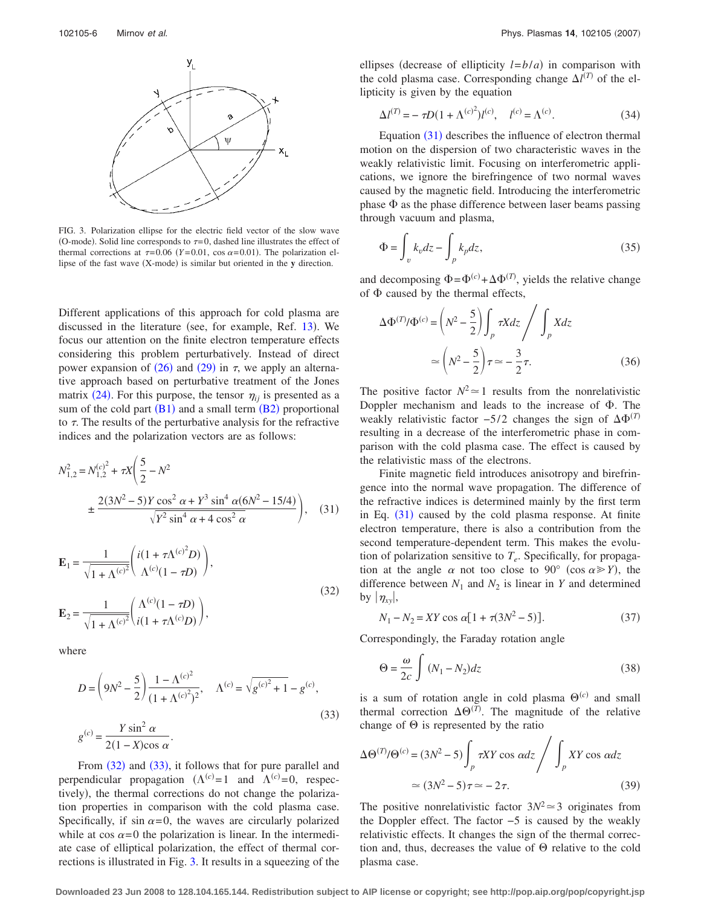FIG. 3. Polarization ellipse for the electric field vector of the slow wave (O-mode). Solid line corresponds to $\tau=0$, dashed line illustrates the effect of thermal corrections at $\tau=0.06$ ($Y=0.01$, $\cos\alpha=0.01$). The polarization ellipse of the fast wave (X-mode) is similar but oriented in the **y** direction.

Different applications of this approach for cold plasma are discussed in the literature (see, for example, Ref. 13). We focus our attention on the finite electron temperature effects considering this problem perturbatively. Instead of direct power expansion of (26) and (29) in $\tau$, we apply an alternative approach based on perturbative treatment of the Jones matrix (24). For this purpose, the tensor $\eta_{ij}$ is presented as a sum of the cold part (B1) and a small term (B2) proportional to $\tau$. The results of the perturbative analysis for the refractive indices and the polarization vectors are as follows:

$$N_{1,2}^2 = N_{1,2}^{(c)^2} + \tau X\left(\frac{5}{2} - N^2 \pm \frac{2(3N^2-5)Y\cos^2\alpha + Y^3\sin^4\alpha(6N^2-15/4)}{\sqrt{Y^2\sin^4\alpha + 4\cos^2\alpha}}\right), \quad (31)$$

$$\mathbf{E}_1 = \frac{1}{\sqrt{1+\Lambda^{(c)^2}}}\begin{pmatrix} i(1+\tau\Lambda^{(c)^2}D) \\ \Lambda^{(c)}(1-\tau D)\end{pmatrix},$$

$$\mathbf{E}_2 = \frac{1}{\sqrt{1+\Lambda^{(c)^2}}}\begin{pmatrix} \Lambda^{(c)}(1-\tau D) \\ i(1+\tau\Lambda^{(c)}D)\end{pmatrix}, \quad (32)$$

where

$$D = \left(9N^2 - \frac{5}{2}\right)\frac{1-\Lambda^{(c)^2}}{(1+\Lambda^{(c)^2})^2}, \quad \Lambda^{(c)} = \sqrt{g^{(c)^2}+1} - g^{(c)},$$

$$g^{(c)} = \frac{Y\sin^2\alpha}{2(1-X)\cos\alpha}. \quad (33)$$

From (32) and (33), it follows that for pure parallel and perpendicular propagation ($\Lambda^{(c)}=1$ and $\Lambda^{(c)}=0$, respectively), the thermal corrections do not change the polarization properties in comparison with the cold plasma case. Specifically, if $\sin\alpha=0$, the waves are circularly polarized while at $\cos\alpha=0$ the polarization is linear. In the intermediate case of elliptical polarization, the effect of thermal corrections is illustrated in Fig. 3. It results in a squeezing of the ellipses (decrease of ellipticity $l=b/a$) in comparison with the cold plasma case. Corresponding change $\Delta l^{(T)}$ of the ellipticity is given by the equation

$$\Delta l^{(T)} = -\tau D(1+\Lambda^{(c)^2})l^{(c)}, \quad l^{(c)} = \Lambda^{(c)}. \quad (34)$$

Equation (31) describes the influence of electron thermal motion on the dispersion of two characteristic waves in the weakly relativistic limit. Focusing on interferometric applications, we ignore the birefringence of two normal waves caused by the magnetic field. Introducing the interferometric phase $\Phi$ as the phase difference between laser beams passing through vacuum and plasma,

$$\Phi = \int_v k_v dz - \int_p k_p dz, \quad (35)$$

and decomposing $\Phi = \Phi^{(c)} + \Delta\Phi^{(T)}$, yields the relative change of $\Phi$ caused by the thermal effects,

$$\Delta\Phi^{(T)}/\Phi^{(c)} = \left(N^2 - \frac{5}{2}\right)\int_p \tau X dz \Big/ \int_p X dz \simeq \left(N^2 - \frac{5}{2}\right)\tau \simeq -\frac{3}{2}\tau. \quad (36)$$

The positive factor $N^2 \simeq 1$ results from the nonrelativistic Doppler mechanism and leads to the increase of $\Phi$. The weakly relativistic factor $-5/2$ changes the sign of $\Delta\Phi^{(T)}$ resulting in a decrease of the interferometric phase in comparison with the cold plasma case. The effect is caused by the relativistic mass of the electrons.

Finite magnetic field introduces anisotropy and birefringence into the normal wave propagation. The difference of the refractive indices is determined mainly by the first term in Eq. (31) caused by the cold plasma response. At finite electron temperature, there is also a contribution from the second temperature-dependent term. This makes the evolution of polarization sensitive to $T_e$. Specifically, for propagation at the angle $\alpha$ not too close to 90° ($\cos\alpha \gg Y$), the difference between $N_1$ and $N_2$ is linear in $Y$ and determined by $|\eta_{xy}|$,

$$N_1 - N_2 = XY\cos\alpha[1 + \tau(3N^2-5)]. \quad (37)$$

Correspondingly, the Faraday rotation angle

$$\Theta = \frac{\omega}{2c}\int (N_1 - N_2)dz \quad (38)$$

is a sum of rotation angle in cold plasma $\Theta^{(c)}$ and small thermal correction $\Delta\Theta^{(T)}$. The magnitude of the relative change of $\Theta$ is represented by the ratio

$$\Delta\Theta^{(T)}/\Theta^{(c)} = (3N^2-5)\int_p \tau XY\cos\alpha dz \Big/ \int_p XY\cos\alpha dz \simeq (3N^2-5)\tau \simeq -2\tau. \quad (39)$$

The positive nonrelativistic factor $3N^2 \simeq 3$ originates from the Doppler effect. The factor $-5$ is caused by the weakly relativistic effects. It changes the sign of the thermal correction and, thus, decreases the value of $\Theta$ relative to the cold plasma case.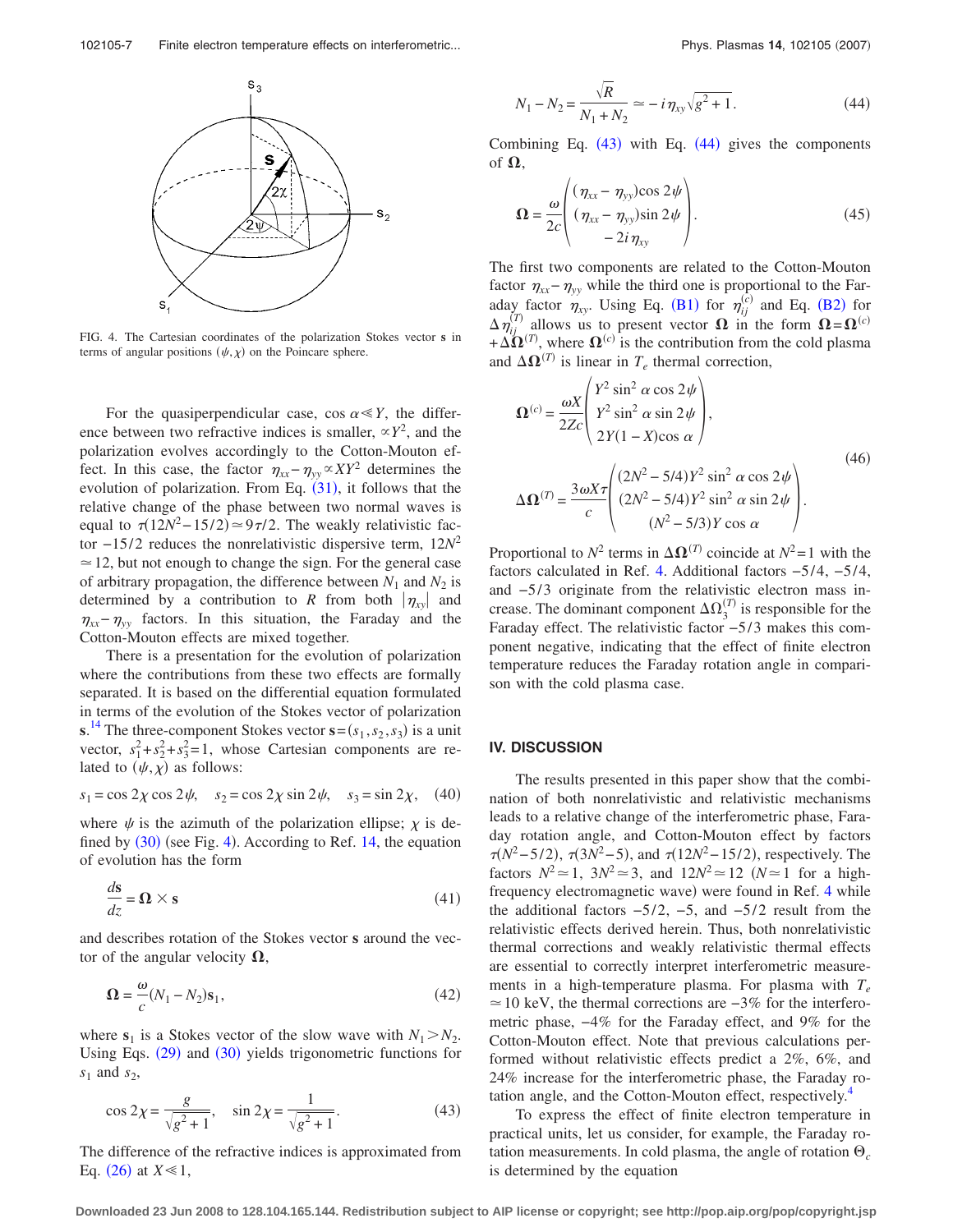FIG. 4. The Cartesian coordinates of the polarization Stokes vector $\mathbf{s}$ in terms of angular positions $(\psi,\chi)$ on the Poincare sphere.

For the quasiperpendicular case, $\cos\alpha \ll Y$, the difference between two refractive indices is smaller, $\propto Y^2$, and the polarization evolves accordingly to the Cotton-Mouton effect. In this case, the factor $\eta_{xx}-\eta_{yy} \propto XY^2$ determines the evolution of polarization. From Eq. (31), it follows that the relative change of the phase between two normal waves is equal to $\tau(12N^2-15/2) \simeq 9\tau/2$. The weakly relativistic factor $-15/2$ reduces the nonrelativistic dispersive term, $12N^2 \simeq 12$, but not enough to change the sign. For the general case of arbitrary propagation, the difference between $N_1$ and $N_2$ is determined by a contribution to $R$ from both $|\eta_{xy}|$ and $\eta_{xx}-\eta_{yy}$ factors. In this situation, the Faraday and the Cotton-Mouton effects are mixed together.

There is a presentation for the evolution of polarization where the contributions from these two effects are formally separated. It is based on the differential equation formulated in terms of the evolution of the Stokes vector of polarization $\mathbf{s}$.[14] The three-component Stokes vector $\mathbf{s}=(s_1,s_2,s_3)$ is a unit vector, $s_1^2+s_2^2+s_3^2=1$, whose Cartesian components are related to $(\psi,\chi)$ as follows:

$$s_1=\cos 2\chi\cos 2\psi, \quad s_2=\cos 2\chi\sin 2\psi, \quad s_3=\sin 2\chi, \tag{40}$$

where $\psi$ is the azimuth of the polarization ellipse; $\chi$ is defined by (30) (see Fig. 4). According to Ref. 14, the equation of evolution has the form

$$\frac{d\mathbf{s}}{dz}=\mathbf{\Omega}\times\mathbf{s} \tag{41}$$

and describes rotation of the Stokes vector $\mathbf{s}$ around the vector of the angular velocity $\mathbf{\Omega}$,

$$\mathbf{\Omega}=\frac{\omega}{c}(N_1-N_2)\mathbf{s}_1, \tag{42}$$

where $\mathbf{s}_1$ is a Stokes vector of the slow wave with $N_1>N_2$. Using Eqs. (29) and (30) yields trigonometric functions for $s_1$ and $s_2$,

$$\cos 2\chi=\frac{g}{\sqrt{g^2+1}}, \quad \sin 2\chi=\frac{1}{\sqrt{g^2+1}}. \tag{43}$$

The difference of the refractive indices is approximated from Eq. (26) at $X\ll 1$,

$$N_1-N_2=\frac{\sqrt{R}}{N_1+N_2}\simeq -i\eta_{xy}\sqrt{g^2+1}. \tag{44}$$

Combining Eq. (43) with Eq. (44) gives the components of $\mathbf{\Omega}$,

$$\mathbf{\Omega}=\frac{\omega}{2c}\begin{pmatrix}(\eta_{xx}-\eta_{yy})\cos 2\psi\\(\eta_{xx}-\eta_{yy})\sin 2\psi\\-2i\eta_{xy}\end{pmatrix}. \tag{45}$$

The first two components are related to the Cotton-Mouton factor $\eta_{xx}-\eta_{yy}$ while the third one is proportional to the Faraday factor $\eta_{xy}$. Using Eq. (B1) for $\eta_{ij}^{(c)}$ and Eq. (B2) for $\Delta\eta_{ij}^{(T)}$ allows us to present vector $\mathbf{\Omega}$ in the form $\mathbf{\Omega}=\mathbf{\Omega}^{(c)}+\Delta\mathbf{\Omega}^{(T)}$, where $\mathbf{\Omega}^{(c)}$ is the contribution from the cold plasma and $\Delta\mathbf{\Omega}^{(T)}$ is linear in $T_e$ thermal correction,

$$\mathbf{\Omega}^{(c)}=\frac{\omega X}{2Zc}\begin{pmatrix}Y^2\sin^2\alpha\cos 2\psi\\Y^2\sin^2\alpha\sin 2\psi\\2Y(1-X)\cos\alpha\end{pmatrix},$$
$$\Delta\mathbf{\Omega}^{(T)}=\frac{3\omega X\tau}{c}\begin{pmatrix}(2N^2-5/4)Y^2\sin^2\alpha\cos 2\psi\\(2N^2-5/4)Y^2\sin^2\alpha\sin 2\psi\\(N^2-5/3)Y\cos\alpha\end{pmatrix}. \tag{46}$$

Proportional to $N^2$ terms in $\Delta\mathbf{\Omega}^{(T)}$ coincide at $N^2=1$ with the factors calculated in Ref. 4. Additional factors $-5/4$, $-5/4$, and $-5/3$ originate from the relativistic electron mass increase. The dominant component $\Delta\Omega_3^{(T)}$ is responsible for the Faraday effect. The relativistic factor $-5/3$ makes this component negative, indicating that the effect of finite electron temperature reduces the Faraday rotation angle in comparison with the cold plasma case.

## IV. DISCUSSION

The results presented in this paper show that the combination of both nonrelativistic and relativistic mechanisms leads to a relative change of the interferometric phase, Faraday rotation angle, and Cotton-Mouton effect by factors $\tau(N^2-5/2)$, $\tau(3N^2-5)$, and $\tau(12N^2-15/2)$, respectively. The factors $N^2\simeq 1$, $3N^2\simeq 3$, and $12N^2\simeq 12$ ($N\simeq 1$ for a high-frequency electromagnetic wave) were found in Ref. 4 while the additional factors $-5/2$, $-5$, and $-5/2$ result from the relativistic effects derived herein. Thus, both nonrelativistic thermal corrections and weakly relativistic thermal effects are essential to correctly interpret interferometric measurements in a high-temperature plasma. For plasma with $T_e \simeq 10$ keV, the thermal corrections are $-3\%$ for the interferometric phase, $-4\%$ for the Faraday effect, and 9% for the Cotton-Mouton effect. Note that previous calculations performed without relativistic effects predict a 2%, 6%, and 24% increase for the interferometric phase, the Faraday rotation angle, and the Cotton-Mouton effect, respectively.[4]

To express the effect of finite electron temperature in practical units, let us consider, for example, the Faraday rotation measurements. In cold plasma, the angle of rotation $\Theta_c$ is determined by the equation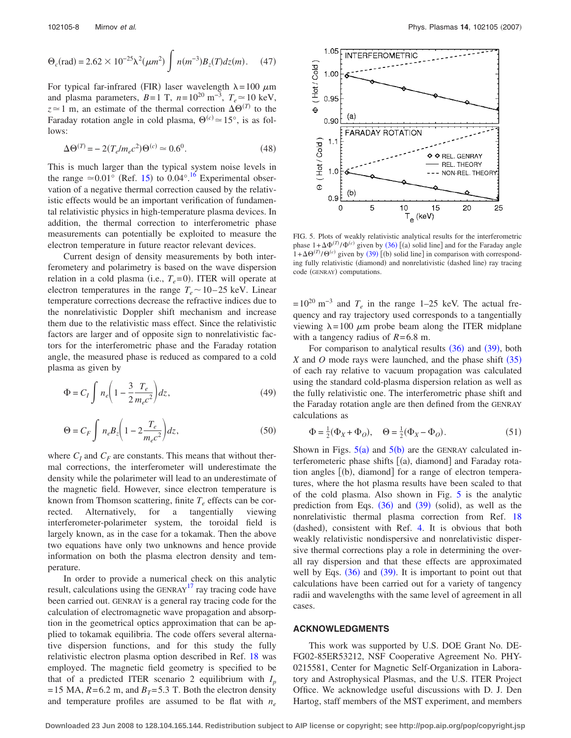$$\Theta_c(\text{rad}) = 2.62 \times 10^{-25} \lambda^2(\mu m^2) \int n(m^{-3}) B_z(T) dz(m). \quad (47)$$

For typical far-infrared (FIR) laser wavelength $\lambda = 100$ $\mu$m and plasma parameters, $B = 1$ T, $n = 10^{20}$ m$^{-3}$, $T_e \simeq 10$ keV, $z \simeq 1$ m, an estimate of the thermal correction $\Delta\Theta^{(T)}$ to the Faraday rotation angle in cold plasma, $\Theta^{(c)} \simeq 15°$, is as follows:

$$\Delta\Theta^{(T)} = -2(T_e/m_e c^2)\Theta^{(c)} \simeq 0.6^0. \quad (48)$$

This is much larger than the typical system noise levels in the range $\simeq 0.01°$ (Ref. 15) to $0.04°$.[16] Experimental observation of a negative thermal correction caused by the relativistic effects would be an important verification of fundamental relativistic physics in high-temperature plasma devices. In addition, the thermal correction to interferometric phase measurements can potentially be exploited to measure the electron temperature in future reactor relevant devices.

Current design of density measurements by both interferometery and polarimetry is based on the wave dispersion relation in a cold plasma (i.e., $T_e = 0$). ITER will operate at electron temperatures in the range $T_e \sim 10$–$25$ keV. Linear temperature corrections decrease the refractive indices due to the nonrelativistic Doppler shift mechanism and increase them due to the relativistic mass effect. Since the relativistic factors are larger and of opposite sign to nonrelativistic factors for the interferometric phase and the Faraday rotation angle, the measured phase is reduced as compared to a cold plasma as given by

$$\Phi = C_I \int n_e \left(1 - \frac{3}{2}\frac{T_e}{m_e c^2}\right) dz, \quad (49)$$

$$\Theta = C_F \int n_e B_z \left(1 - 2\frac{T_e}{m_e c^2}\right) dz, \quad (50)$$

where $C_I$ and $C_F$ are constants. This means that without thermal corrections, the interferometer will underestimate the density while the polarimeter will lead to an underestimate of the magnetic field. However, since electron temperature is known from Thomson scattering, finite $T_e$ effects can be corrected. Alternatively, for a tangentially viewing interferometer-polarimeter system, the toroidal field is largely known, as in the case for a tokamak. Then the above two equations have only two unknowns and hence provide information on both the plasma electron density and temperature.

In order to provide a numerical check on this analytic result, calculations using the GENRAY[17] ray tracing code have been carried out. GENRAY is a general ray tracing code for the calculation of electromagnetic wave propagation and absorption in the geometrical optics approximation that can be applied to tokamak equilibria. The code offers several alternative dispersion functions, and for this study the fully relativistic electron plasma option described in Ref. 18 was employed. The magnetic field geometry is specified to be that of a predicted ITER scenario 2 equilibrium with $I_p = 15$ MA, $R = 6.2$ m, and $B_T = 5.3$ T. Both the electron density and temperature profiles are assumed to be flat with $n_e = 10^{20}$ m$^{-3}$ and $T_e$ in the range 1–25 keV. The actual frequency and ray trajectory used corresponds to a tangentially viewing $\lambda = 100$ $\mu$m probe beam along the ITER midplane with a tangency radius of $R = 6.8$ m.

FIG. 5. Plots of weakly relativistic analytical results for the interferometric phase $1 + \Delta\Phi^{(T)}/\Phi^{(c)}$ given by (36) [(a) solid line] and for the Faraday angle $1 + \Delta\Theta^{(T)}/\Theta^{(c)}$ given by (39) [(b) solid line] in comparison with corresponding fully relativistic (diamond) and nonrelativistic (dashed line) ray tracing code (GENRAY) computations.

For comparison to analytical results (36) and (39), both $X$ and $O$ mode rays were launched, and the phase shift (35) of each ray relative to vacuum propagation was calculated using the standard cold-plasma dispersion relation as well as the fully relativistic one. The interferometric phase shift and the Faraday rotation angle are then defined from the GENRAY calculations as

$$\Phi = \tfrac{1}{2}(\Phi_X + \Phi_O), \quad \Theta = \tfrac{1}{2}(\Phi_X - \Phi_O). \quad (51)$$

Shown in Figs. 5(a) and 5(b) are the GENRAY calculated interferometeric phase shifts [(a), diamond] and Faraday rotation angles [(b), diamond] for a range of electron temperatures, where the hot plasma results have been scaled to that of the cold plasma. Also shown in Fig. 5 is the analytic prediction from Eqs. (36) and (39) (solid), as well as the nonrelativistic thermal plasma correction from Ref. 18 (dashed), consistent with Ref. 4. It is obvious that both weakly relativistic nondispersive and nonrelativistic dispersive thermal corrections play a role in determining the overall ray dispersion and that these effects are approximated well by Eqs. (36) and (39). It is important to point out that calculations have been carried out for a variety of tangency radii and wavelengths with the same level of agreement in all cases.

## ACKNOWLEDGMENTS

This work was supported by U.S. DOE Grant No. DE-FG02-85ER53212, NSF Cooperative Agreement No. PHY-0215581, Center for Magnetic Self-Organization in Laboratory and Astrophysical Plasmas, and the U.S. ITER Project Office. We acknowledge useful discussions with D. J. Den Hartog, staff members of the MST experiment, and members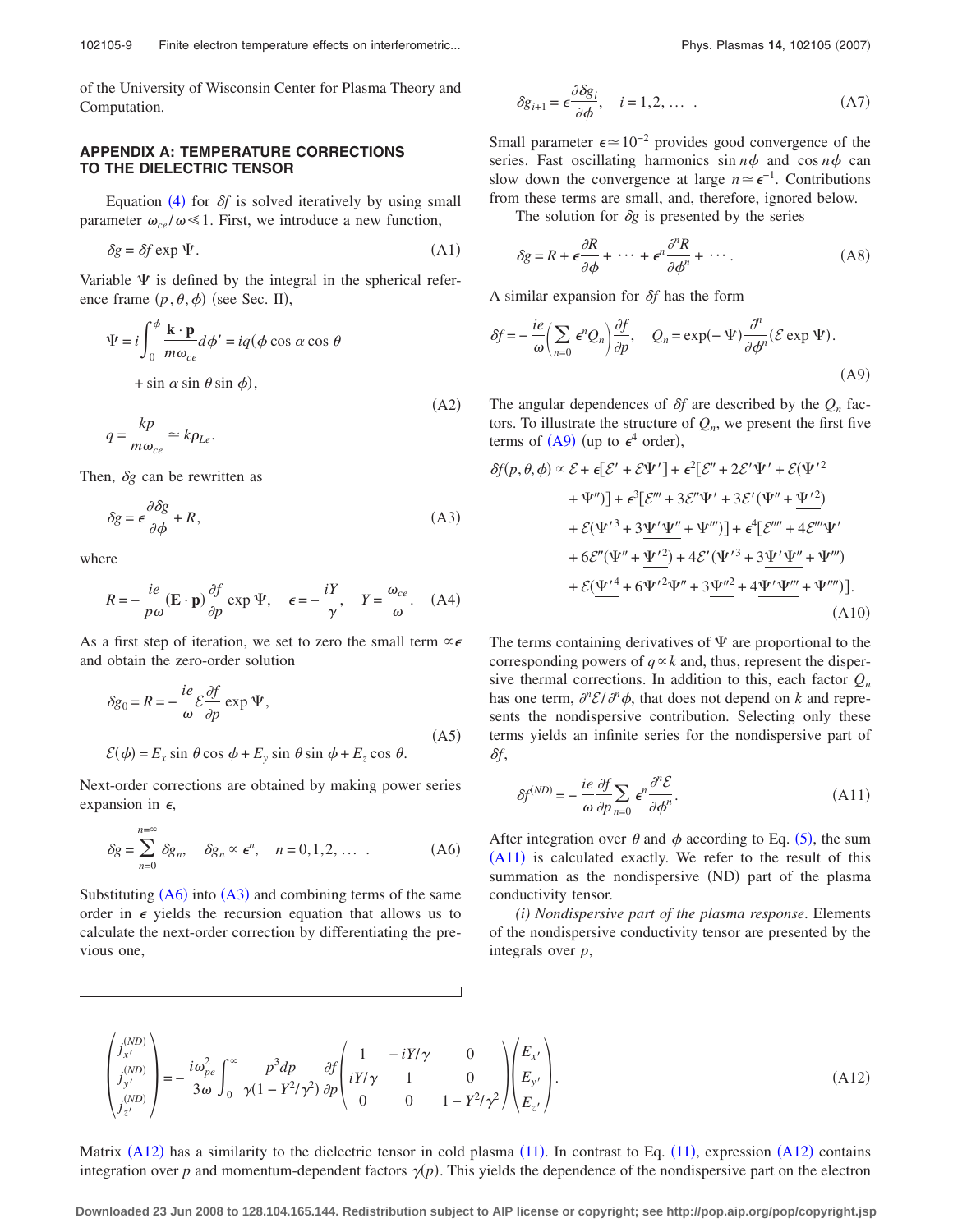of the University of Wisconsin Center for Plasma Theory and Computation.

## APPENDIX A: TEMPERATURE CORRECTIONS TO THE DIELECTRIC TENSOR

Equation (4) for $\delta f$ is solved iteratively by using small parameter $\omega_{ce}/\omega \ll 1$. First, we introduce a new function,

$$\delta g = \delta f \exp \Psi. \tag{A1}$$

Variable $\Psi$ is defined by the integral in the spherical reference frame $(p, \theta, \phi)$ (see Sec. II),

$$\Psi = i \int_0^{\phi} \frac{\mathbf{k} \cdot \mathbf{p}}{m\omega_{ce}} d\phi' = iq(\phi \cos \alpha \cos \theta + \sin \alpha \sin \theta \sin \phi),$$
$$q = \frac{kp}{m\omega_{ce}} \simeq k\rho_{Le}. \tag{A2}$$

Then, $\delta g$ can be rewritten as

$$\delta g = \epsilon \frac{\partial \delta g}{\partial \phi} + R, \tag{A3}$$

where

$$R = -\frac{ie}{p\omega}(\mathbf{E} \cdot \mathbf{p}) \frac{\partial f}{\partial p} \exp \Psi, \quad \epsilon = -\frac{iY}{\gamma}, \quad Y = \frac{\omega_{ce}}{\omega}. \tag{A4}$$

As a first step of iteration, we set to zero the small term $\propto \epsilon$ and obtain the zero-order solution

$$\delta g_0 = R = -\frac{ie}{\omega} \mathcal{E} \frac{\partial f}{\partial p} \exp \Psi,$$
$$\mathcal{E}(\phi) = E_x \sin \theta \cos \phi + E_y \sin \theta \sin \phi + E_z \cos \theta. \tag{A5}$$

Next-order corrections are obtained by making power series expansion in $\epsilon$,

$$\delta g = \sum_{n=0}^{n=\infty} \delta g_n, \quad \delta g_n \propto \epsilon^n, \quad n = 0, 1, 2, \ldots \ . \tag{A6}$$

Substituting (A6) into (A3) and combining terms of the same order in $\epsilon$ yields the recursion equation that allows us to calculate the next-order correction by differentiating the previous one,

$$\delta g_{i+1} = \epsilon \frac{\partial \delta g_i}{\partial \phi}, \quad i = 1, 2, \ldots \ . \tag{A7}$$

Small parameter $\epsilon \simeq 10^{-2}$ provides good convergence of the series. Fast oscillating harmonics $\sin n\phi$ and $\cos n\phi$ can slow down the convergence at large $n \simeq \epsilon^{-1}$. Contributions from these terms are small, and, therefore, ignored below.

The solution for $\delta g$ is presented by the series

$$\delta g = R + \epsilon \frac{\partial R}{\partial \phi} + \cdots + \epsilon^n \frac{\partial^n R}{\partial \phi^n} + \cdots. \tag{A8}$$

A similar expansion for $\delta f$ has the form

$$\delta f = -\frac{ie}{\omega}\left(\sum_{n=0} \epsilon^n Q_n\right) \frac{\partial f}{\partial p}, \quad Q_n = \exp(-\Psi) \frac{\partial^n}{\partial \phi^n}(\mathcal{E} \exp \Psi). \tag{A9}$$

The angular dependences of $\delta f$ are described by the $Q_n$ factors. To illustrate the structure of $Q_n$, we present the first five terms of (A9) (up to $\epsilon^4$ order),

$$\begin{aligned}
\delta f(p,\theta,\phi) \propto\ & \mathcal{E} + \epsilon[\mathcal{E}' + \mathcal{E}\Psi'] + \epsilon^2[\mathcal{E}'' + 2\mathcal{E}'\Psi' + \mathcal{E}(\underline{\Psi'^2} + \Psi'')] + \epsilon^3[\mathcal{E}''' + 3\mathcal{E}''\Psi' + 3\mathcal{E}'(\Psi'' + \underline{\Psi'^2}) \\
& + \mathcal{E}(\Psi'^3 + 3\underline{\Psi'\Psi''} + \Psi''')] + \epsilon^4[\mathcal{E}'''' + 4\mathcal{E}'''\Psi' + 6\mathcal{E}''(\Psi'' + \underline{\Psi'^2}) + 4\mathcal{E}'(\Psi'^3 + 3\underline{\Psi'\Psi''} + \Psi''') \\
& + \mathcal{E}(\underline{\Psi'^4} + 6\Psi'^2\Psi'' + 3\underline{\Psi''^2} + 4\underline{\Psi'\Psi'''} + \Psi'''')].
\end{aligned} \tag{A10}$$

The terms containing derivatives of $\Psi$ are proportional to the corresponding powers of $q \propto k$ and, thus, represent the dispersive thermal corrections. In addition to this, each factor $Q_n$ has one term, $\partial^n \mathcal{E}/\partial^n \phi$, that does not depend on $k$ and represents the nondispersive contribution. Selecting only these terms yields an infinite series for the nondispersive part of $\delta f$,

$$\delta f^{(ND)} = -\frac{ie}{\omega} \frac{\partial f}{\partial p} \sum_{n=0} \epsilon^n \frac{\partial^n \mathcal{E}}{\partial \phi^n}. \tag{A11}$$

After integration over $\theta$ and $\phi$ according to Eq. (5), the sum (A11) is calculated exactly. We refer to the result of this summation as the nondispersive (ND) part of the plasma conductivity tensor.

*(i) Nondispersive part of the plasma response*. Elements of the nondispersive conductivity tensor are presented by the integrals over $p$,

$$\begin{pmatrix} j_{x'}^{(ND)} \\ j_{y'}^{(ND)} \\ j_{z'}^{(ND)} \end{pmatrix} = -\frac{i\omega_{pe}^2}{3\omega} \int_0^{\infty} \frac{p^3 dp}{\gamma(1 - Y^2/\gamma^2)} \frac{\partial f}{\partial p} \begin{pmatrix} 1 & -iY/\gamma & 0 \\ iY/\gamma & 1 & 0 \\ 0 & 0 & 1 - Y^2/\gamma^2 \end{pmatrix} \begin{pmatrix} E_{x'} \\ E_{y'} \\ E_{z'} \end{pmatrix}. \tag{A12}$$

Matrix (A12) has a similarity to the dielectric tensor in cold plasma (11). In contrast to Eq. (11), expression (A12) contains integration over $p$ and momentum-dependent factors $\gamma(p)$. This yields the dependence of the nondispersive part on the electron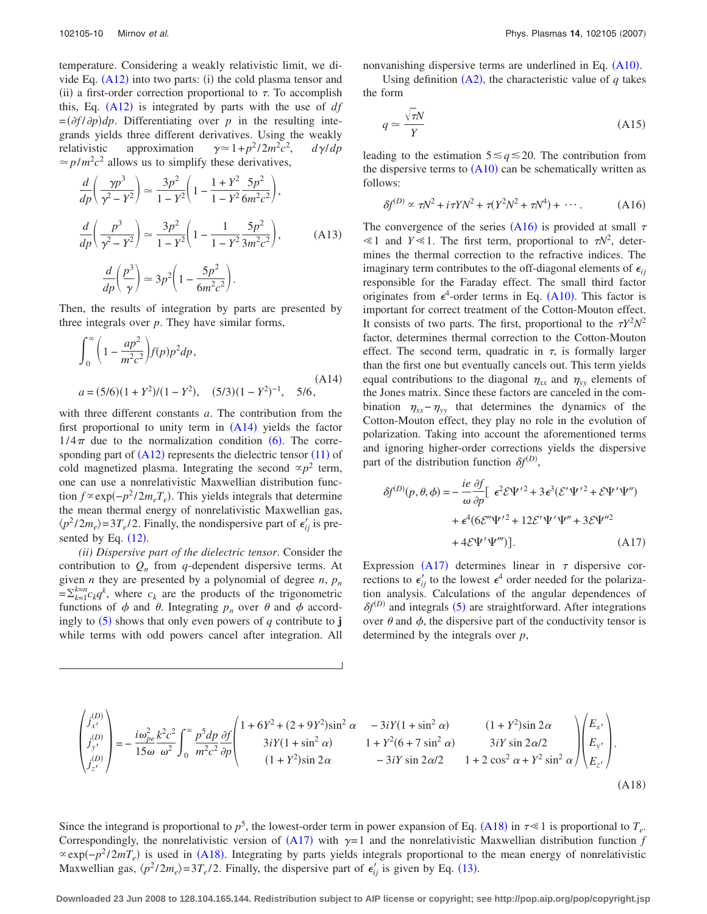temperature. Considering a weakly relativistic limit, we divide Eq. (A12) into two parts: (i) the cold plasma tensor and (ii) a first-order correction proportional to $\tau$. To accomplish this, Eq. (A12) is integrated by parts with the use of $df = (\partial f/\partial p)dp$. Differentiating over $p$ in the resulting integrands yields three different derivatives. Using the weakly relativistic approximation $\gamma \simeq 1 + p^2/2m^2c^2$, $d\gamma/dp \simeq p/m^2c^2$ allows us to simplify these derivatives,

$$
\begin{aligned}
&\frac{d}{dp}\left(\frac{\gamma p^3}{\gamma^2 - Y^2}\right) \simeq \frac{3p^2}{1-Y^2}\left(1 - \frac{1+Y^2}{1-Y^2}\frac{5p^2}{6m^2c^2}\right),\\
&\frac{d}{dp}\left(\frac{p^3}{\gamma^2 - Y^2}\right) \simeq \frac{3p^2}{1-Y^2}\left(1 - \frac{1}{1-Y^2}\frac{5p^2}{3m^2c^2}\right),\\
&\frac{d}{dp}\left(\frac{p^3}{\gamma}\right) \simeq 3p^2\left(1 - \frac{5p^2}{6m^2c^2}\right).
\end{aligned}
\tag{A13}
$$

Then, the results of integration by parts are presented by three integrals over $p$. They have similar forms,

$$
\begin{aligned}
&\int_0^\infty \left(1 - \frac{ap^2}{m^2c^2}\right) f(p)p^2 dp,\\
&a = (5/6)(1+Y^2)/(1-Y^2), \quad (5/3)(1-Y^2)^{-1}, \quad 5/6,
\end{aligned}
\tag{A14}
$$

with three different constants $a$. The contribution from the first proportional to unity term in (A14) yields the factor $1/4\pi$ due to the normalization condition (6). The corresponding part of (A12) represents the dielectric tensor (11) of cold magnetized plasma. Integrating the second $\propto p^2$ term, one can use a nonrelativistic Maxwellian distribution function $f \propto \exp(-p^2/2m_eT_e)$. This yields integrals that determine the mean thermal energy of nonrelativistic Maxwellian gas, $\langle p^2/2m_e\rangle = 3T_e/2$. Finally, the nondispersive part of $\epsilon'_{ij}$ is presented by Eq. (12).

*(ii) Dispersive part of the dielectric tensor*. Consider the contribution to $Q_n$ from $q$-dependent dispersive terms. At given $n$ they are presented by a polynomial of degree $n$, $p_n = \sum_{k=1}^{k=n} c_k q^k$, where $c_k$ are the products of the trigonometric functions of $\phi$ and $\theta$. Integrating $p_n$ over $\theta$ and $\phi$ accordingly to (5) shows that only even powers of $q$ contribute to $\mathbf{j}$ while terms with odd powers cancel after integration. All nonvanishing dispersive terms are underlined in Eq. (A10).

Using definition (A2), the characteristic value of $q$ takes the form

$$
q \simeq \frac{\sqrt{\tau}N}{Y}
\tag{A15}
$$

leading to the estimation $5 \lesssim q \lesssim 20$. The contribution from the dispersive terms to (A10) can be schematically written as follows:

$$
\delta f^{(D)} \propto \tau N^2 + i\tau YN^2 + \tau(Y^2N^2 + \tau N^4) + \cdots .
\tag{A16}
$$

The convergence of the series (A16) is provided at small $\tau \ll 1$ and $Y \ll 1$. The first term, proportional to $\tau N^2$, determines the thermal correction to the refractive indices. The imaginary term contributes to the off-diagonal elements of $\epsilon_{ij}$ responsible for the Faraday effect. The small third factor originates from $\epsilon^4$-order terms in Eq. (A10). This factor is important for correct treatment of the Cotton-Mouton effect. It consists of two parts. The first, proportional to the $\tau Y^2 N^2$ factor, determines thermal correction to the Cotton-Mouton effect. The second term, quadratic in $\tau$, is formally larger than the first one but eventually cancels out. This term yields equal contributions to the diagonal $\eta_{xx}$ and $\eta_{yy}$ elements of the Jones matrix. Since these factors are canceled in the combination $\eta_{xx} - \eta_{yy}$ that determines the dynamics of the Cotton-Mouton effect, they play no role in the evolution of polarization. Taking into account the aforementioned terms and ignoring higher-order corrections yields the dispersive part of the distribution function $\delta f^{(D)}$,

$$
\begin{aligned}
\delta f^{(D)}(p,\theta,\phi) = -\frac{ie}{\omega}\frac{\partial f}{\partial p}[\, &\epsilon^2 \mathcal{E}\Psi'^2 + 3\epsilon^3(\mathcal{E}'\Psi'^2 + \mathcal{E}\Psi'\Psi'')\\
&+ \epsilon^4(6\mathcal{E}''\Psi'^2 + 12\mathcal{E}'\Psi'\Psi'' + 3\mathcal{E}\Psi''^2\\
&+ 4\mathcal{E}\Psi'\Psi''')].
\end{aligned}
\tag{A17}
$$

Expression (A17) determines linear in $\tau$ dispersive corrections to $\epsilon'_{ij}$ to the lowest $\epsilon^4$ order needed for the polarization analysis. Calculations of the angular dependences of $\delta f^{(D)}$ and integrals (5) are straightforward. After integrations over $\theta$ and $\phi$, the dispersive part of the conductivity tensor is determined by the integrals over $p$,

$$
\begin{pmatrix} j_{x'}^{(D)} \\ j_{y'}^{(D)} \\ j_{z'}^{(D)} \end{pmatrix} = -\frac{i\omega_{pe}^2}{15\omega}\frac{k^2c^2}{\omega^2}\int_0^\infty \frac{p^5 dp}{m^2c^2}\frac{\partial f}{\partial p}
\begin{pmatrix}
1 + 6Y^2 + (2+9Y^2)\sin^2\alpha & -3iY(1+\sin^2\alpha) & (1+Y^2)\sin 2\alpha \\
3iY(1+\sin^2\alpha) & 1 + Y^2(6 + 7\sin^2\alpha) & 3iY\sin 2\alpha/2 \\
(1+Y^2)\sin 2\alpha & -3iY\sin 2\alpha/2 & 1 + 2\cos^2\alpha + Y^2\sin^2\alpha
\end{pmatrix}
\begin{pmatrix} E_{x'} \\ E_{y'} \\ E_{z'} \end{pmatrix}.
\tag{A18}
$$

Since the integrand is proportional to $p^5$, the lowest-order term in power expansion of Eq. (A18) in $\tau \ll 1$ is proportional to $T_e$. Correspondingly, the nonrelativistic version of (A17) with $\gamma = 1$ and the nonrelativistic Maxwellian distribution function $f \propto \exp(-p^2/2mT_e)$ is used in (A18). Integrating by parts yields integrals proportional to the mean energy of nonrelativistic Maxwellian gas, $\langle p^2/2m_e\rangle = 3T_e/2$. Finally, the dispersive part of $\epsilon'_{ij}$ is given by Eq. (13).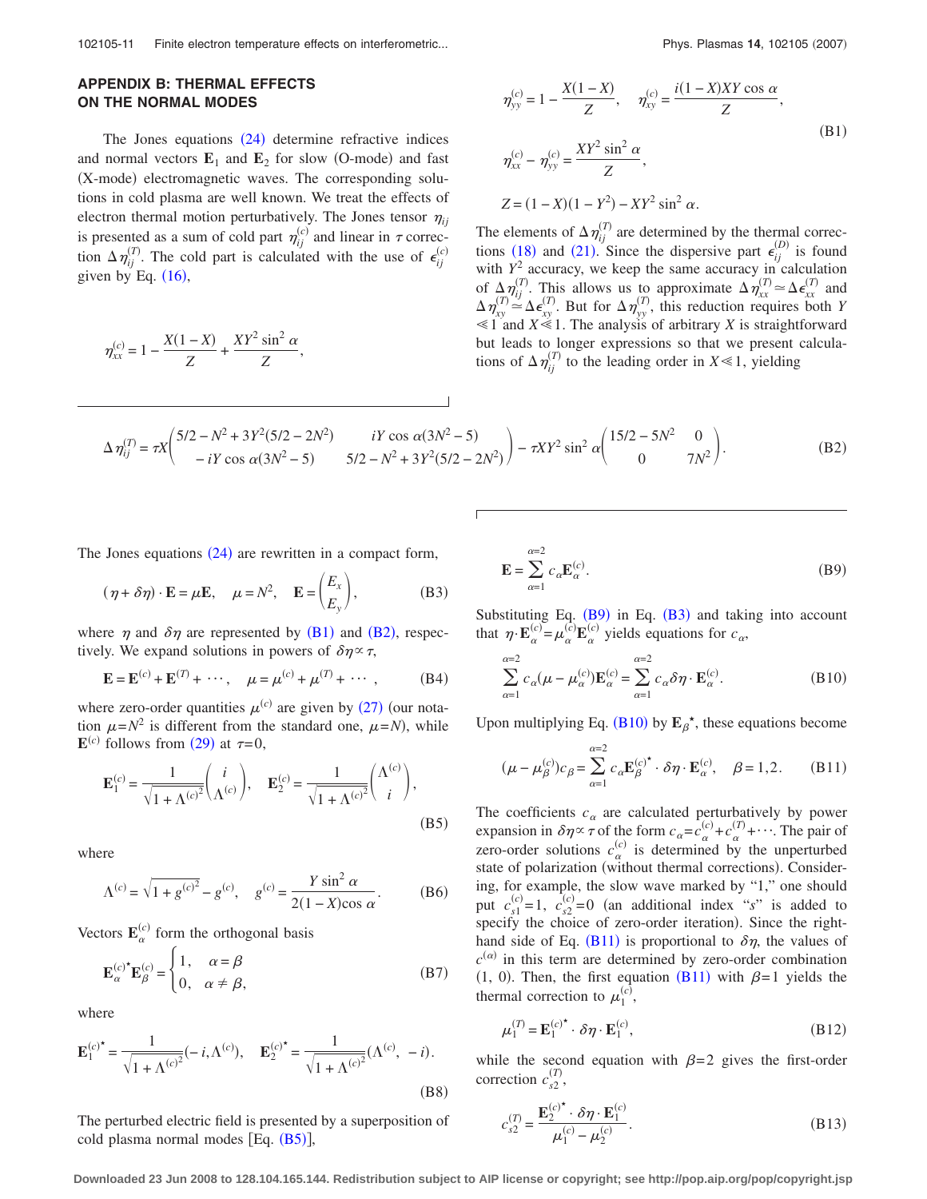## APPENDIX B: THERMAL EFFECTS ON THE NORMAL MODES

The Jones equations (24) determine refractive indices and normal vectors $\mathbf{E}_1$ and $\mathbf{E}_2$ for slow (O-mode) and fast (X-mode) electromagnetic waves. The corresponding solutions in cold plasma are well known. We treat the effects of electron thermal motion perturbatively. The Jones tensor $\eta_{ij}$ is presented as a sum of cold part $\eta_{ij}^{(c)}$ and linear in $\tau$ correction $\Delta\eta_{ij}^{(T)}$. The cold part is calculated with the use of $\epsilon_{ij}^{(c)}$ given by Eq. (16),

$$\eta_{xx}^{(c)} = 1 - \frac{X(1-X)}{Z} + \frac{XY^2 \sin^2 \alpha}{Z},$$

$$\eta_{yy}^{(c)} = 1 - \frac{X(1-X)}{Z}, \quad \eta_{xy}^{(c)} = \frac{i(1-X)XY \cos \alpha}{Z},$$

$$\eta_{xx}^{(c)} - \eta_{yy}^{(c)} = \frac{XY^2 \sin^2 \alpha}{Z}, \tag{B1}$$

$$Z = (1-X)(1-Y^2) - XY^2 \sin^2 \alpha.$$

The elements of $\Delta\eta_{ij}^{(T)}$ are determined by the thermal corrections (18) and (21). Since the dispersive part $\epsilon_{ij}^{(D)}$ is found with $Y^2$ accuracy, we keep the same accuracy in calculation of $\Delta\eta_{ij}^{(T)}$. This allows us to approximate $\Delta\eta_{xx}^{(T)} \simeq \Delta\epsilon_{xx}^{(T)}$ and $\Delta\eta_{xy}^{(T)} \simeq \Delta\epsilon_{xy}^{(T)}$. But for $\Delta\eta_{yy}^{(T)}$, this reduction requires both $Y \ll 1$ and $X \ll 1$. The analysis of arbitrary $X$ is straightforward but leads to longer expressions so that we present calculations of $\Delta\eta_{ij}^{(T)}$ to the leading order in $X \ll 1$, yielding

$$\Delta\eta_{ij}^{(T)} = \tau X \begin{pmatrix} 5/2 - N^2 + 3Y^2(5/2 - 2N^2) & iY \cos \alpha(3N^2 - 5) \\ -iY \cos \alpha(3N^2 - 5) & 5/2 - N^2 + 3Y^2(5/2 - 2N^2) \end{pmatrix} - \tau XY^2 \sin^2 \alpha \begin{pmatrix} 15/2 - 5N^2 & 0 \\ 0 & 7N^2 \end{pmatrix}. \tag{B2}$$

The Jones equations (24) are rewritten in a compact form,

$$(\eta + \delta\eta) \cdot \mathbf{E} = \mu \mathbf{E}, \quad \mu = N^2, \quad \mathbf{E} = \begin{pmatrix} E_x \\ E_y \end{pmatrix}, \tag{B3}$$

where $\eta$ and $\delta\eta$ are represented by (B1) and (B2), respectively. We expand solutions in powers of $\delta\eta \propto \tau$,

$$\mathbf{E} = \mathbf{E}^{(c)} + \mathbf{E}^{(T)} + \cdots, \quad \mu = \mu^{(c)} + \mu^{(T)} + \cdots, \tag{B4}$$

where zero-order quantities $\mu^{(c)}$ are given by (27) (our notation $\mu = N^2$ is different from the standard one, $\mu = N$), while $\mathbf{E}^{(c)}$ follows from (29) at $\tau = 0$,

$$\mathbf{E}_1^{(c)} = \frac{1}{\sqrt{1 + \Lambda^{(c)^2}}} \begin{pmatrix} i \\ \Lambda^{(c)} \end{pmatrix}, \quad \mathbf{E}_2^{(c)} = \frac{1}{\sqrt{1 + \Lambda^{(c)^2}}} \begin{pmatrix} \Lambda^{(c)} \\ i \end{pmatrix}, \tag{B5}$$

where

$$\Lambda^{(c)} = \sqrt{1 + g^{(c)^2}} - g^{(c)}, \quad g^{(c)} = \frac{Y \sin^2 \alpha}{2(1-X)\cos \alpha}. \tag{B6}$$

Vectors $\mathbf{E}_\alpha^{(c)}$ form the orthogonal basis

$$\mathbf{E}_\alpha^{(c)\star} \mathbf{E}_\beta^{(c)} = \begin{cases} 1, & \alpha = \beta \\ 0, & \alpha \neq \beta, \end{cases} \tag{B7}$$

where

$$\mathbf{E}_1^{(c)\star} = \frac{1}{\sqrt{1 + \Lambda^{(c)^2}}}(-i, \Lambda^{(c)}), \quad \mathbf{E}_2^{(c)\star} = \frac{1}{\sqrt{1 + \Lambda^{(c)^2}}}(\Lambda^{(c)}, -i). \tag{B8}$$

The perturbed electric field is presented by a superposition of cold plasma normal modes [Eq. (B5)],

$$\mathbf{E} = \sum_{\alpha=1}^{\alpha=2} c_\alpha \mathbf{E}_\alpha^{(c)}. \tag{B9}$$

Substituting Eq. (B9) in Eq. (B3) and taking into account that $\eta \cdot \mathbf{E}_\alpha^{(c)} = \mu_\alpha^{(c)} \mathbf{E}_\alpha^{(c)}$ yields equations for $c_\alpha$,

$$\sum_{\alpha=1}^{\alpha=2} c_\alpha (\mu - \mu_\alpha^{(c)}) \mathbf{E}_\alpha^{(c)} = \sum_{\alpha=1}^{\alpha=2} c_\alpha \delta\eta \cdot \mathbf{E}_\alpha^{(c)}. \tag{B10}$$

Upon multiplying Eq. (B10) by $\mathbf{E}_\beta^\star$, these equations become

$$(\mu - \mu_\beta^{(c)}) c_\beta = \sum_{\alpha=1}^{\alpha=2} c_\alpha \mathbf{E}_\beta^{(c)\star} \cdot \delta\eta \cdot \mathbf{E}_\alpha^{(c)}, \quad \beta = 1,2. \tag{B11}$$

The coefficients $c_\alpha$ are calculated perturbatively by power expansion in $\delta\eta \propto \tau$ of the form $c_\alpha = c_\alpha^{(c)} + c_\alpha^{(T)} + \cdots$. The pair of zero-order solutions $c_\alpha^{(c)}$ is determined by the unperturbed state of polarization (without thermal corrections). Considering, for example, the slow wave marked by "1," one should put $c_{s1}^{(c)} = 1$, $c_{s2}^{(c)} = 0$ (an additional index "$s$" is added to specify the choice of zero-order iteration). Since the right-hand side of Eq. (B11) is proportional to $\delta\eta$, the values of $c^{(\alpha)}$ in this term are determined by zero-order combination (1, 0). Then, the first equation (B11) with $\beta = 1$ yields the thermal correction to $\mu_1^{(c)}$,

$$\mu_1^{(T)} = \mathbf{E}_1^{(c)\star} \cdot \delta\eta \cdot \mathbf{E}_1^{(c)}, \tag{B12}$$

while the second equation with $\beta = 2$ gives the first-order correction $c_{s2}^{(T)}$,

$$c_{s2}^{(T)} = \frac{\mathbf{E}_2^{(c)\star} \cdot \delta\eta \cdot \mathbf{E}_1^{(c)}}{\mu_1^{(c)} - \mu_2^{(c)}}. \tag{B13}$$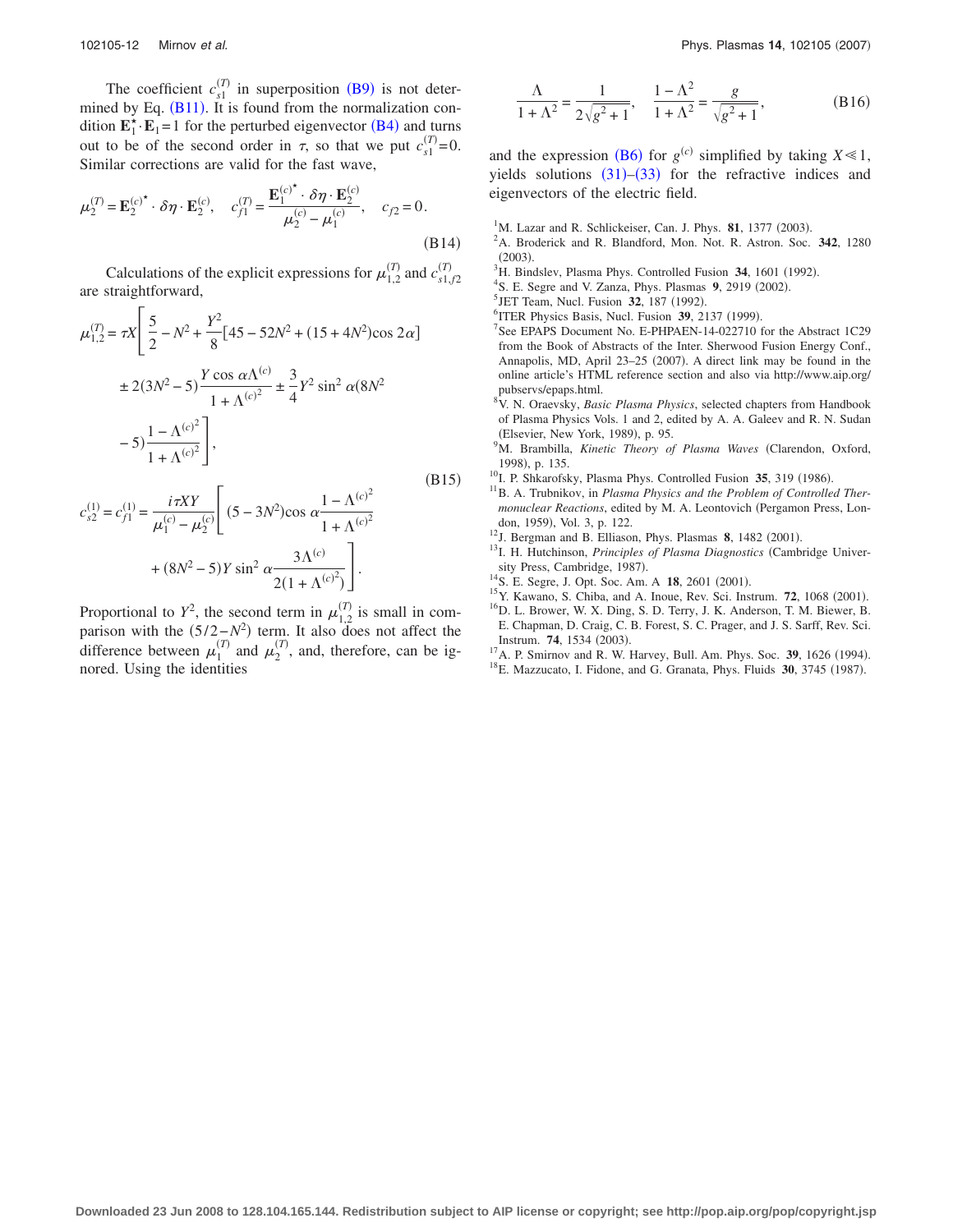The coefficient $c_{s1}^{(T)}$ in superposition (B9) is not determined by Eq. (B11). It is found from the normalization condition $\mathbf{E}_1^\star \cdot \mathbf{E}_1 = 1$ for the perturbed eigenvector (B4) and turns out to be of the second order in $\tau$, so that we put $c_{s1}^{(T)} = 0$. Similar corrections are valid for the fast wave,

$$\mu_2^{(T)} = \mathbf{E}_2^{(c)^\star} \cdot \delta\eta \cdot \mathbf{E}_2^{(c)}, \quad c_{f1}^{(T)} = \frac{\mathbf{E}_1^{(c)^\star} \cdot \delta\eta \cdot \mathbf{E}_2^{(c)}}{\mu_2^{(c)} - \mu_1^{(c)}}, \quad c_{f2} = 0. \tag{B14}$$

Calculations of the explicit expressions for $\mu_{1,2}^{(T)}$ and $c_{s1,f2}^{(T)}$ are straightforward,

$$\begin{aligned}
\mu_{1,2}^{(T)} &= \tau X \Bigg[ \frac{5}{2} - N^2 + \frac{Y^2}{8}[45 - 52N^2 + (15 + 4N^2)\cos 2\alpha] \\
&\quad \pm 2(3N^2 - 5)\frac{Y \cos \alpha \Lambda^{(c)}}{1 + \Lambda^{(c)^2}} \pm \frac{3}{4} Y^2 \sin^2 \alpha (8N^2 \\
&\quad - 5)\frac{1 - \Lambda^{(c)^2}}{1 + \Lambda^{(c)^2}} \Bigg], \\
c_{s2}^{(1)} = c_{f1}^{(1)} &= \frac{i\tau XY}{\mu_1^{(c)} - \mu_2^{(c)}} \Bigg[ (5 - 3N^2)\cos \alpha \frac{1 - \Lambda^{(c)^2}}{1 + \Lambda^{(c)^2}} \\
&\quad + (8N^2 - 5) Y \sin^2 \alpha \frac{3\Lambda^{(c)}}{2(1 + \Lambda^{(c)^2})} \Bigg].
\end{aligned} \tag{B15}$$

Proportional to $Y^2$, the second term in $\mu_{1,2}^{(T)}$ is small in comparison with the $(5/2 - N^2)$ term. It also does not affect the difference between $\mu_1^{(T)}$ and $\mu_2^{(T)}$, and, therefore, can be ignored. Using the identities

$$\frac{\Lambda}{1 + \Lambda^2} = \frac{1}{2\sqrt{g^2 + 1}}, \quad \frac{1 - \Lambda^2}{1 + \Lambda^2} = \frac{g}{\sqrt{g^2 + 1}}, \tag{B16}$$

and the expression (B6) for $g^{(c)}$ simplified by taking $X \ll 1$, yields solutions (31)–(33) for the refractive indices and eigenvectors of the electric field.

[1] M. Lazar and R. Schlickeiser, Can. J. Phys. **81**, 1377 (2003).

[2] A. Broderick and R. Blandford, Mon. Not. R. Astron. Soc. **342**, 1280 (2003).

[3] H. Bindslev, Plasma Phys. Controlled Fusion **34**, 1601 (1992).

[4] S. E. Segre and V. Zanza, Phys. Plasmas **9**, 2919 (2002).

[5] JET Team, Nucl. Fusion **32**, 187 (1992).

[6] ITER Physics Basis, Nucl. Fusion **39**, 2137 (1999).

[7] See EPAPS Document No. E-PHPAEN-14-022710 for the Abstract 1C29 from the Book of Abstracts of the Inter. Sherwood Fusion Energy Conf., Annapolis, MD, April 23–25 (2007). A direct link may be found in the online article's HTML reference section and also via http://www.aip.org/pubservs/epaps.html.

[8] V. N. Oraevsky, *Basic Plasma Physics*, selected chapters from Handbook of Plasma Physics Vols. 1 and 2, edited by A. A. Galeev and R. N. Sudan (Elsevier, New York, 1989), p. 95.

[9] M. Brambilla, *Kinetic Theory of Plasma Waves* (Clarendon, Oxford, 1998), p. 135.

[10] I. P. Shkarofsky, Plasma Phys. Controlled Fusion **35**, 319 (1986).

[11] B. A. Trubnikov, in *Plasma Physics and the Problem of Controlled Thermonuclear Reactions*, edited by M. A. Leontovich (Pergamon Press, London, 1959), Vol. 3, p. 122.

[12] J. Bergman and B. Elliason, Phys. Plasmas **8**, 1482 (2001).

[13] I. H. Hutchinson, *Principles of Plasma Diagnostics* (Cambridge University Press, Cambridge, 1987).

[14] S. E. Segre, J. Opt. Soc. Am. A **18**, 2601 (2001).

[15] Y. Kawano, S. Chiba, and A. Inoue, Rev. Sci. Instrum. **72**, 1068 (2001).

[16] D. L. Brower, W. X. Ding, S. D. Terry, J. K. Anderson, T. M. Biewer, B. E. Chapman, D. Craig, C. B. Forest, S. C. Prager, and J. S. Sarff, Rev. Sci. Instrum. **74**, 1534 (2003).

[17] A. P. Smirnov and R. W. Harvey, Bull. Am. Phys. Soc. **39**, 1626 (1994).

[18] E. Mazzucato, I. Fidone, and G. Granata, Phys. Fluids **30**, 3745 (1987).